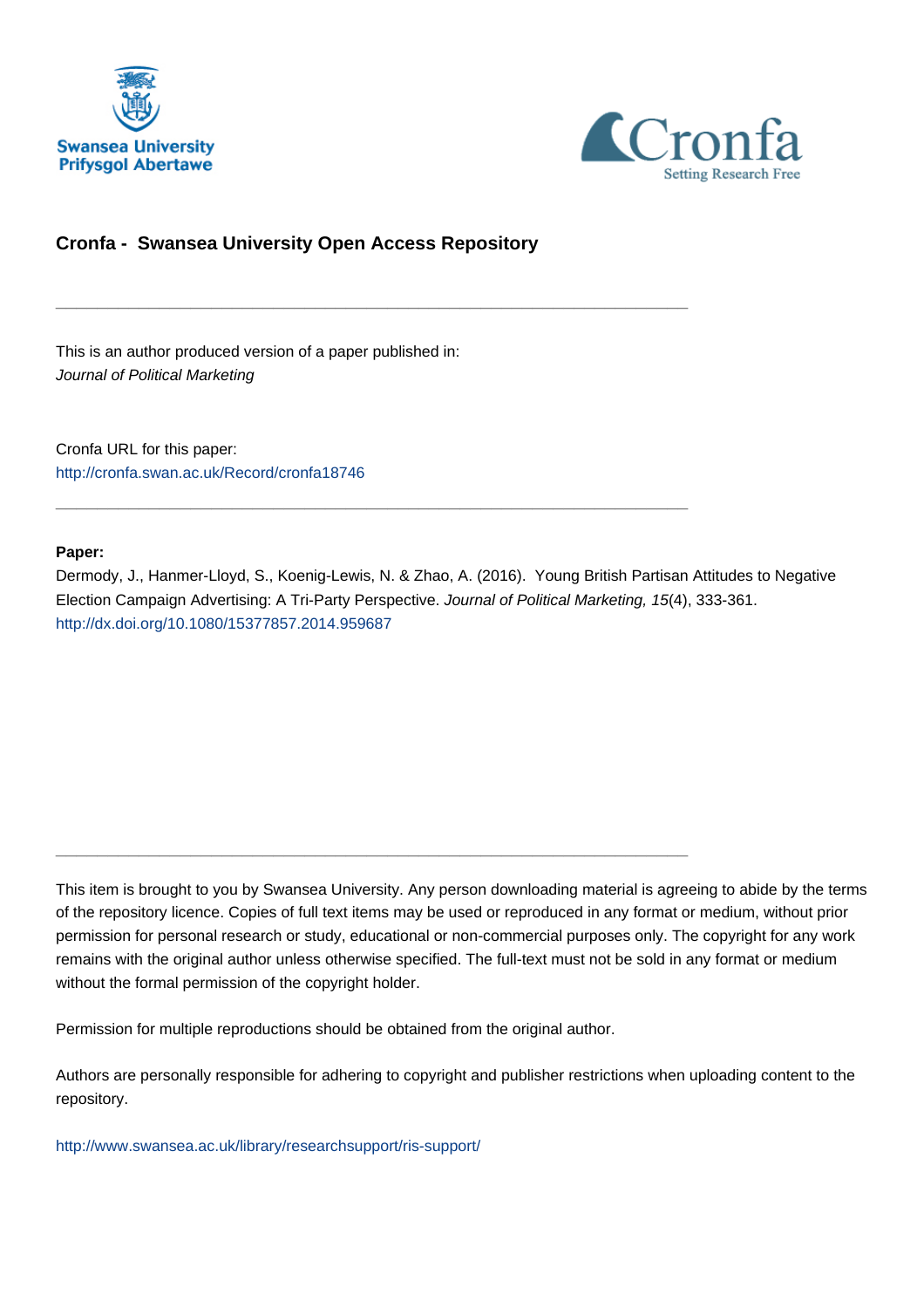Swansea University
Prifysgol Abertawe

Cronfa
Setting Research Free

# Cronfa - Swansea University Open Access Repository

---

This is an author produced version of a paper published in:
*Journal of Political Marketing*

Cronfa URL for this paper:
http://cronfa.swan.ac.uk/Record/cronfa18746

---

**Paper:**
Dermody, J., Hanmer-Lloyd, S., Koenig-Lewis, N. & Zhao, A. (2016). Young British Partisan Attitudes to Negative Election Campaign Advertising: A Tri-Party Perspective. *Journal of Political Marketing, 15*(4), 333-361.
http://dx.doi.org/10.1080/15377857.2014.959687

---

This item is brought to you by Swansea University. Any person downloading material is agreeing to abide by the terms of the repository licence. Copies of full text items may be used or reproduced in any format or medium, without prior permission for personal research or study, educational or non-commercial purposes only. The copyright for any work remains with the original author unless otherwise specified. The full-text must not be sold in any format or medium without the formal permission of the copyright holder.

Permission for multiple reproductions should be obtained from the original author.

Authors are personally responsible for adhering to copyright and publisher restrictions when uploading content to the repository.

http://www.swansea.ac.uk/library/researchsupport/ris-support/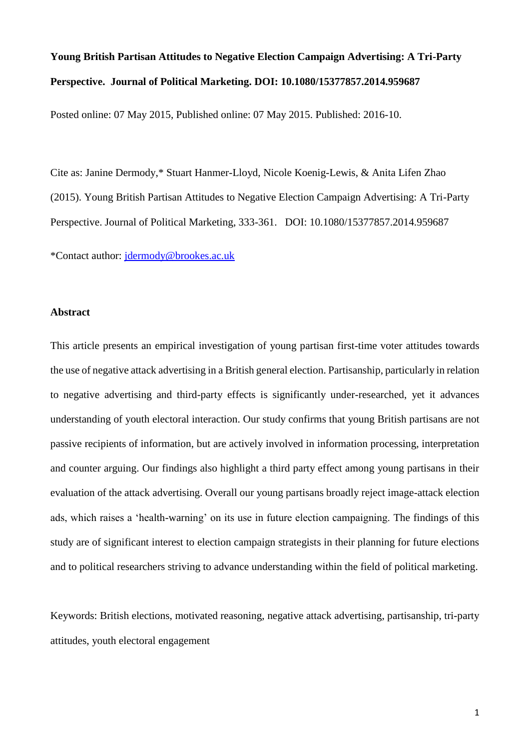**Young British Partisan Attitudes to Negative Election Campaign Advertising: A Tri-Party Perspective. Journal of Political Marketing. DOI: 10.1080/15377857.2014.959687**

Posted online: 07 May 2015, Published online: 07 May 2015. Published: 2016-10.

Cite as: Janine Dermody,* Stuart Hanmer-Lloyd, Nicole Koenig-Lewis, & Anita Lifen Zhao (2015). Young British Partisan Attitudes to Negative Election Campaign Advertising: A Tri-Party Perspective. Journal of Political Marketing, 333-361. DOI: 10.1080/15377857.2014.959687

*Contact author: jdermody@brookes.ac.uk

## Abstract

This article presents an empirical investigation of young partisan first-time voter attitudes towards the use of negative attack advertising in a British general election. Partisanship, particularly in relation to negative advertising and third-party effects is significantly under-researched, yet it advances understanding of youth electoral interaction. Our study confirms that young British partisans are not passive recipients of information, but are actively involved in information processing, interpretation and counter arguing. Our findings also highlight a third party effect among young partisans in their evaluation of the attack advertising. Overall our young partisans broadly reject image-attack election ads, which raises a 'health-warning' on its use in future election campaigning. The findings of this study are of significant interest to election campaign strategists in their planning for future elections and to political researchers striving to advance understanding within the field of political marketing.

Keywords: British elections, motivated reasoning, negative attack advertising, partisanship, tri-party attitudes, youth electoral engagement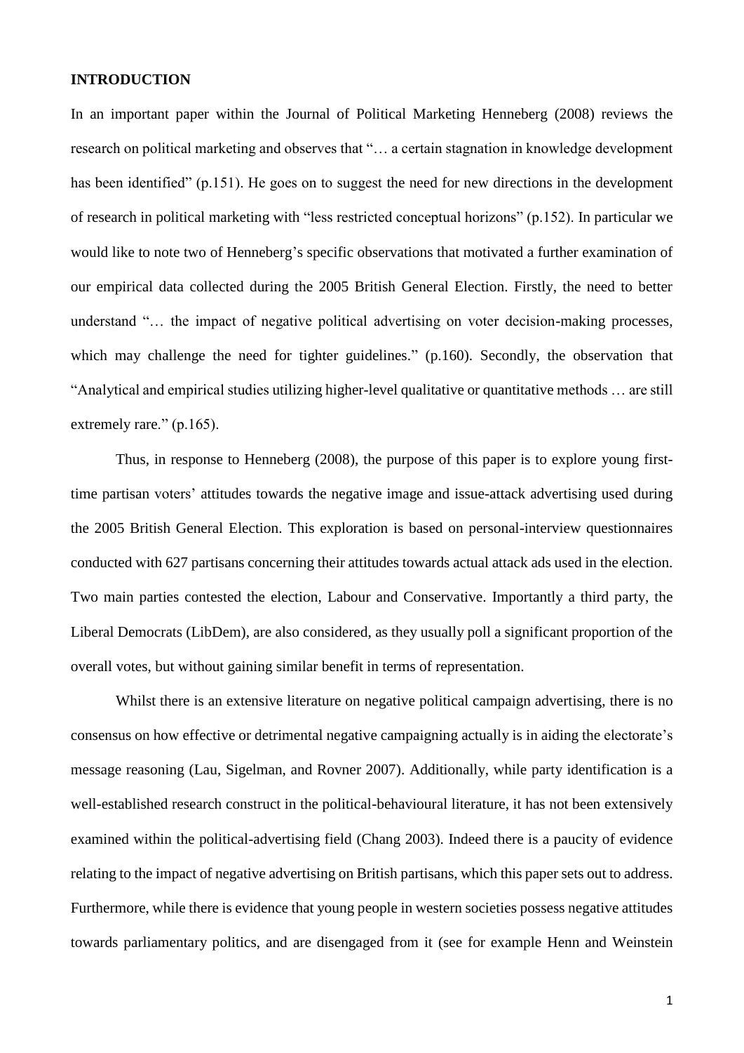## INTRODUCTION

In an important paper within the Journal of Political Marketing Henneberg (2008) reviews the research on political marketing and observes that "… a certain stagnation in knowledge development has been identified" (p.151). He goes on to suggest the need for new directions in the development of research in political marketing with "less restricted conceptual horizons" (p.152). In particular we would like to note two of Henneberg's specific observations that motivated a further examination of our empirical data collected during the 2005 British General Election. Firstly, the need to better understand "… the impact of negative political advertising on voter decision-making processes, which may challenge the need for tighter guidelines." (p.160). Secondly, the observation that "Analytical and empirical studies utilizing higher-level qualitative or quantitative methods … are still extremely rare." (p.165).

Thus, in response to Henneberg (2008), the purpose of this paper is to explore young first-time partisan voters' attitudes towards the negative image and issue-attack advertising used during the 2005 British General Election. This exploration is based on personal-interview questionnaires conducted with 627 partisans concerning their attitudes towards actual attack ads used in the election. Two main parties contested the election, Labour and Conservative. Importantly a third party, the Liberal Democrats (LibDem), are also considered, as they usually poll a significant proportion of the overall votes, but without gaining similar benefit in terms of representation.

Whilst there is an extensive literature on negative political campaign advertising, there is no consensus on how effective or detrimental negative campaigning actually is in aiding the electorate's message reasoning (Lau, Sigelman, and Rovner 2007). Additionally, while party identification is a well-established research construct in the political-behavioural literature, it has not been extensively examined within the political-advertising field (Chang 2003). Indeed there is a paucity of evidence relating to the impact of negative advertising on British partisans, which this paper sets out to address. Furthermore, while there is evidence that young people in western societies possess negative attitudes towards parliamentary politics, and are disengaged from it (see for example Henn and Weinstein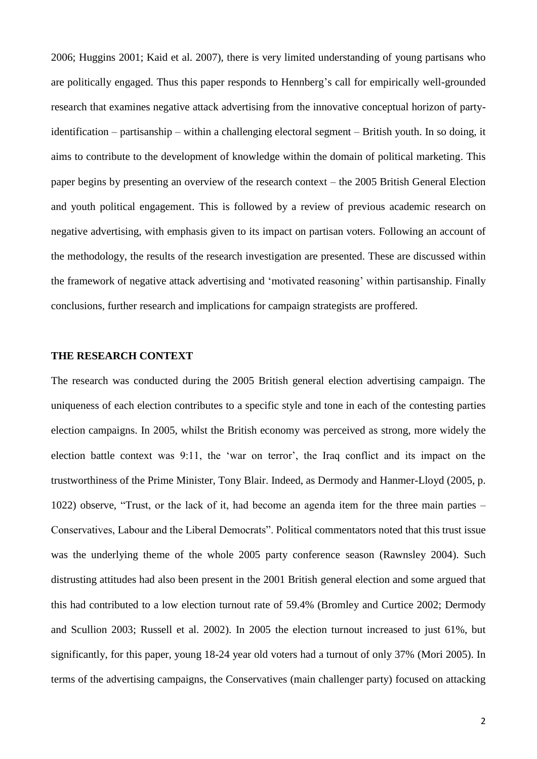2006; Huggins 2001; Kaid et al. 2007), there is very limited understanding of young partisans who are politically engaged. Thus this paper responds to Hennberg's call for empirically well-grounded research that examines negative attack advertising from the innovative conceptual horizon of party-identification – partisanship – within a challenging electoral segment – British youth. In so doing, it aims to contribute to the development of knowledge within the domain of political marketing. This paper begins by presenting an overview of the research context – the 2005 British General Election and youth political engagement. This is followed by a review of previous academic research on negative advertising, with emphasis given to its impact on partisan voters. Following an account of the methodology, the results of the research investigation are presented. These are discussed within the framework of negative attack advertising and 'motivated reasoning' within partisanship. Finally conclusions, further research and implications for campaign strategists are proffered.

## THE RESEARCH CONTEXT

The research was conducted during the 2005 British general election advertising campaign. The uniqueness of each election contributes to a specific style and tone in each of the contesting parties election campaigns. In 2005, whilst the British economy was perceived as strong, more widely the election battle context was 9:11, the 'war on terror', the Iraq conflict and its impact on the trustworthiness of the Prime Minister, Tony Blair. Indeed, as Dermody and Hanmer-Lloyd (2005, p. 1022) observe, "Trust, or the lack of it, had become an agenda item for the three main parties – Conservatives, Labour and the Liberal Democrats". Political commentators noted that this trust issue was the underlying theme of the whole 2005 party conference season (Rawnsley 2004). Such distrusting attitudes had also been present in the 2001 British general election and some argued that this had contributed to a low election turnout rate of 59.4% (Bromley and Curtice 2002; Dermody and Scullion 2003; Russell et al. 2002). In 2005 the election turnout increased to just 61%, but significantly, for this paper, young 18-24 year old voters had a turnout of only 37% (Mori 2005). In terms of the advertising campaigns, the Conservatives (main challenger party) focused on attacking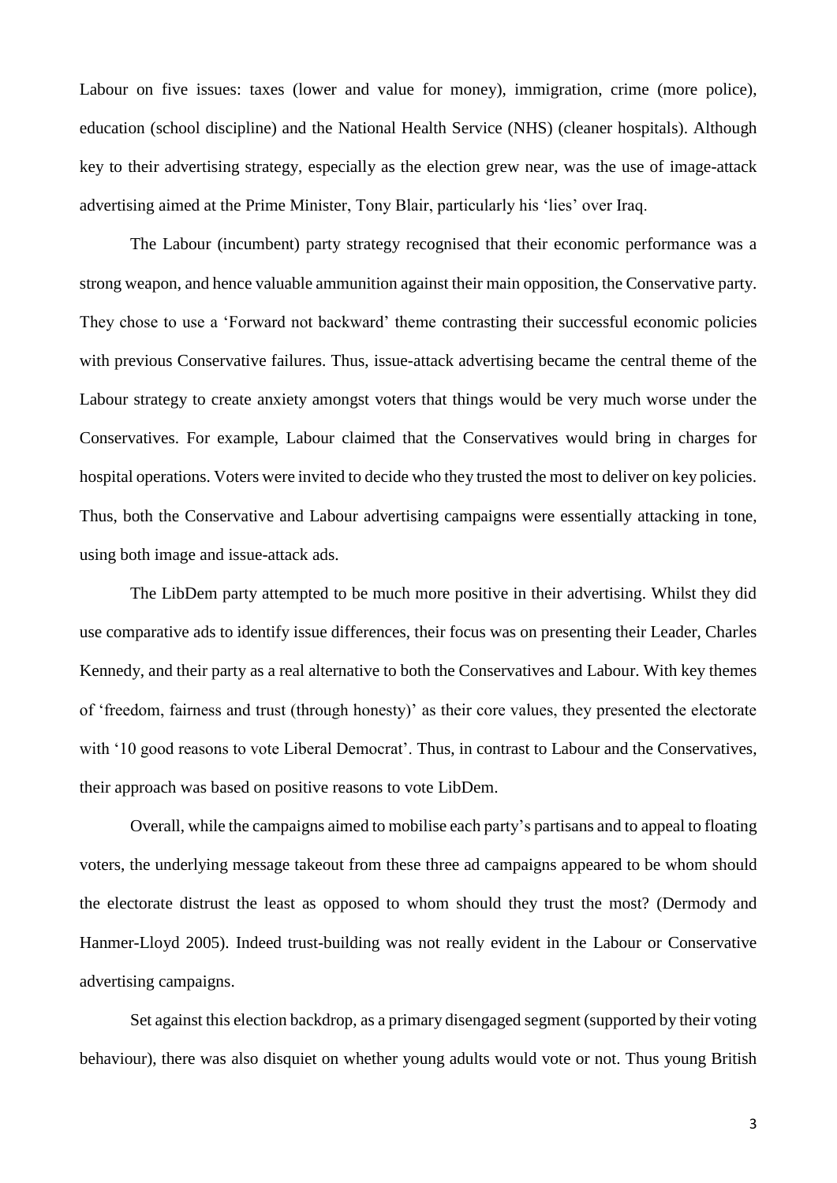Labour on five issues: taxes (lower and value for money), immigration, crime (more police), education (school discipline) and the National Health Service (NHS) (cleaner hospitals). Although key to their advertising strategy, especially as the election grew near, was the use of image-attack advertising aimed at the Prime Minister, Tony Blair, particularly his 'lies' over Iraq.

The Labour (incumbent) party strategy recognised that their economic performance was a strong weapon, and hence valuable ammunition against their main opposition, the Conservative party. They chose to use a 'Forward not backward' theme contrasting their successful economic policies with previous Conservative failures. Thus, issue-attack advertising became the central theme of the Labour strategy to create anxiety amongst voters that things would be very much worse under the Conservatives. For example, Labour claimed that the Conservatives would bring in charges for hospital operations. Voters were invited to decide who they trusted the most to deliver on key policies. Thus, both the Conservative and Labour advertising campaigns were essentially attacking in tone, using both image and issue-attack ads.

The LibDem party attempted to be much more positive in their advertising. Whilst they did use comparative ads to identify issue differences, their focus was on presenting their Leader, Charles Kennedy, and their party as a real alternative to both the Conservatives and Labour. With key themes of 'freedom, fairness and trust (through honesty)' as their core values, they presented the electorate with '10 good reasons to vote Liberal Democrat'. Thus, in contrast to Labour and the Conservatives, their approach was based on positive reasons to vote LibDem.

Overall, while the campaigns aimed to mobilise each party's partisans and to appeal to floating voters, the underlying message takeout from these three ad campaigns appeared to be whom should the electorate distrust the least as opposed to whom should they trust the most? (Dermody and Hanmer-Lloyd 2005). Indeed trust-building was not really evident in the Labour or Conservative advertising campaigns.

Set against this election backdrop, as a primary disengaged segment (supported by their voting behaviour), there was also disquiet on whether young adults would vote or not. Thus young British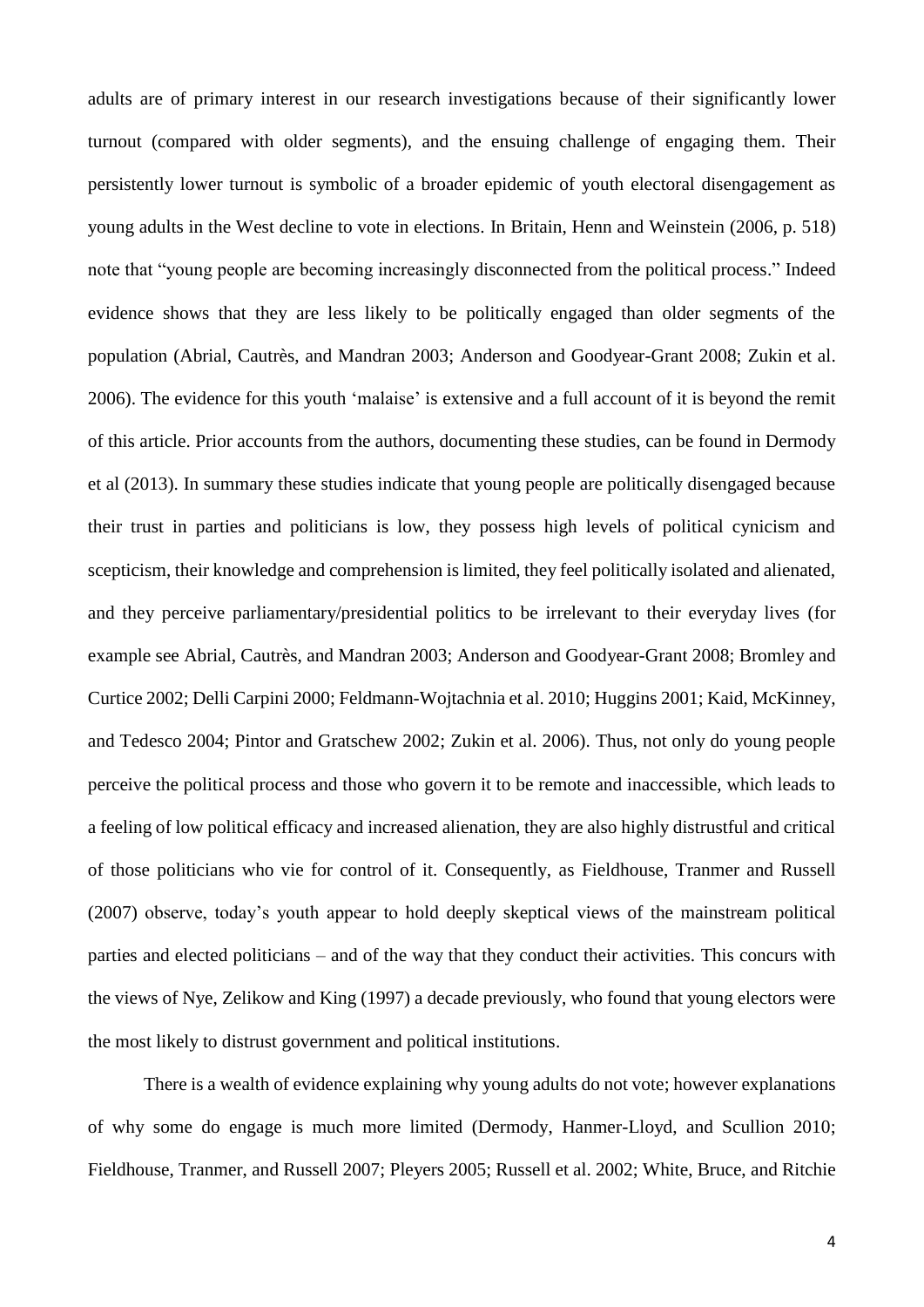adults are of primary interest in our research investigations because of their significantly lower turnout (compared with older segments), and the ensuing challenge of engaging them. Their persistently lower turnout is symbolic of a broader epidemic of youth electoral disengagement as young adults in the West decline to vote in elections. In Britain, Henn and Weinstein (2006, p. 518) note that "young people are becoming increasingly disconnected from the political process." Indeed evidence shows that they are less likely to be politically engaged than older segments of the population (Abrial, Cautrès, and Mandran 2003; Anderson and Goodyear-Grant 2008; Zukin et al. 2006). The evidence for this youth 'malaise' is extensive and a full account of it is beyond the remit of this article. Prior accounts from the authors, documenting these studies, can be found in Dermody et al (2013). In summary these studies indicate that young people are politically disengaged because their trust in parties and politicians is low, they possess high levels of political cynicism and scepticism, their knowledge and comprehension is limited, they feel politically isolated and alienated, and they perceive parliamentary/presidential politics to be irrelevant to their everyday lives (for example see Abrial, Cautrès, and Mandran 2003; Anderson and Goodyear-Grant 2008; Bromley and Curtice 2002; Delli Carpini 2000; Feldmann-Wojtachnia et al. 2010; Huggins 2001; Kaid, McKinney, and Tedesco 2004; Pintor and Gratschew 2002; Zukin et al. 2006). Thus, not only do young people perceive the political process and those who govern it to be remote and inaccessible, which leads to a feeling of low political efficacy and increased alienation, they are also highly distrustful and critical of those politicians who vie for control of it. Consequently, as Fieldhouse, Tranmer and Russell (2007) observe, today's youth appear to hold deeply skeptical views of the mainstream political parties and elected politicians – and of the way that they conduct their activities. This concurs with the views of Nye, Zelikow and King (1997) a decade previously, who found that young electors were the most likely to distrust government and political institutions.

There is a wealth of evidence explaining why young adults do not vote; however explanations of why some do engage is much more limited (Dermody, Hanmer-Lloyd, and Scullion 2010; Fieldhouse, Tranmer, and Russell 2007; Pleyers 2005; Russell et al. 2002; White, Bruce, and Ritchie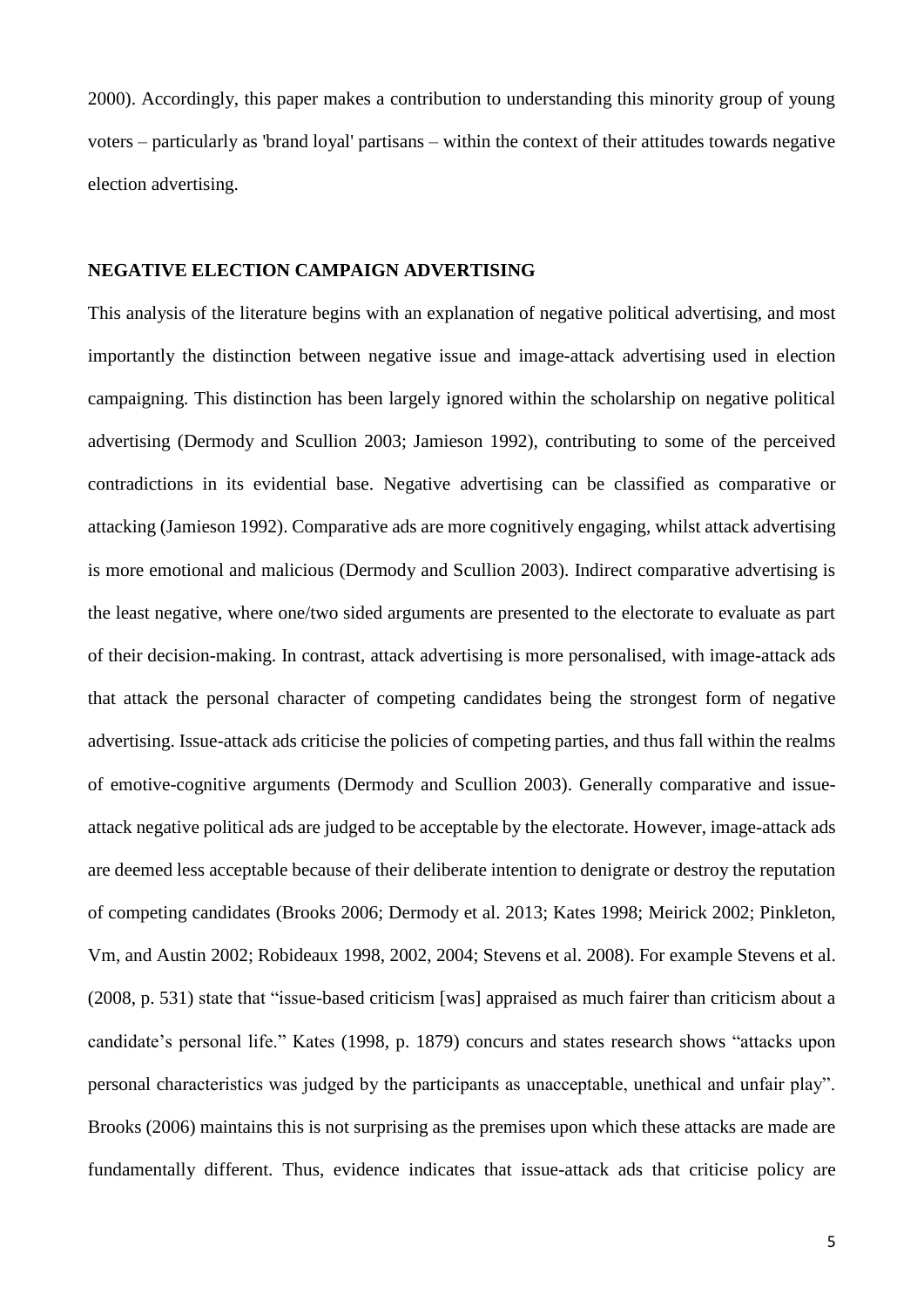2000). Accordingly, this paper makes a contribution to understanding this minority group of young voters – particularly as 'brand loyal' partisans – within the context of their attitudes towards negative election advertising.

## NEGATIVE ELECTION CAMPAIGN ADVERTISING

This analysis of the literature begins with an explanation of negative political advertising, and most importantly the distinction between negative issue and image-attack advertising used in election campaigning. This distinction has been largely ignored within the scholarship on negative political advertising (Dermody and Scullion 2003; Jamieson 1992), contributing to some of the perceived contradictions in its evidential base. Negative advertising can be classified as comparative or attacking (Jamieson 1992). Comparative ads are more cognitively engaging, whilst attack advertising is more emotional and malicious (Dermody and Scullion 2003). Indirect comparative advertising is the least negative, where one/two sided arguments are presented to the electorate to evaluate as part of their decision-making. In contrast, attack advertising is more personalised, with image-attack ads that attack the personal character of competing candidates being the strongest form of negative advertising. Issue-attack ads criticise the policies of competing parties, and thus fall within the realms of emotive-cognitive arguments (Dermody and Scullion 2003). Generally comparative and issue-attack negative political ads are judged to be acceptable by the electorate. However, image-attack ads are deemed less acceptable because of their deliberate intention to denigrate or destroy the reputation of competing candidates (Brooks 2006; Dermody et al. 2013; Kates 1998; Meirick 2002; Pinkleton, Vm, and Austin 2002; Robideaux 1998, 2002, 2004; Stevens et al. 2008). For example Stevens et al. (2008, p. 531) state that "issue-based criticism [was] appraised as much fairer than criticism about a candidate's personal life." Kates (1998, p. 1879) concurs and states research shows "attacks upon personal characteristics was judged by the participants as unacceptable, unethical and unfair play". Brooks (2006) maintains this is not surprising as the premises upon which these attacks are made are fundamentally different. Thus, evidence indicates that issue-attack ads that criticise policy are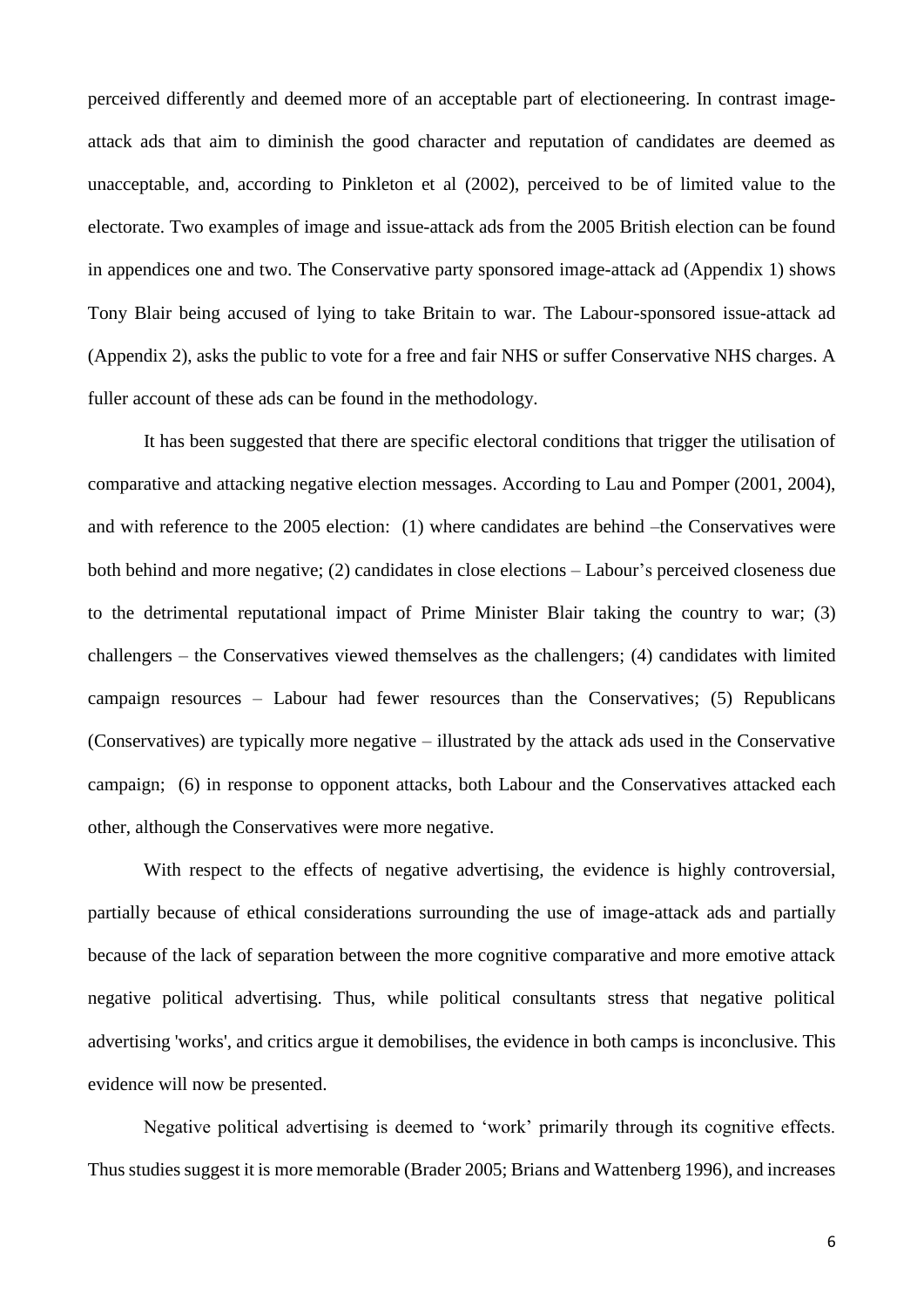perceived differently and deemed more of an acceptable part of electioneering. In contrast image-attack ads that aim to diminish the good character and reputation of candidates are deemed as unacceptable, and, according to Pinkleton et al (2002), perceived to be of limited value to the electorate. Two examples of image and issue-attack ads from the 2005 British election can be found in appendices one and two. The Conservative party sponsored image-attack ad (Appendix 1) shows Tony Blair being accused of lying to take Britain to war. The Labour-sponsored issue-attack ad (Appendix 2), asks the public to vote for a free and fair NHS or suffer Conservative NHS charges. A fuller account of these ads can be found in the methodology.

It has been suggested that there are specific electoral conditions that trigger the utilisation of comparative and attacking negative election messages. According to Lau and Pomper (2001, 2004), and with reference to the 2005 election: (1) where candidates are behind –the Conservatives were both behind and more negative; (2) candidates in close elections – Labour's perceived closeness due to the detrimental reputational impact of Prime Minister Blair taking the country to war; (3) challengers – the Conservatives viewed themselves as the challengers; (4) candidates with limited campaign resources – Labour had fewer resources than the Conservatives; (5) Republicans (Conservatives) are typically more negative – illustrated by the attack ads used in the Conservative campaign; (6) in response to opponent attacks, both Labour and the Conservatives attacked each other, although the Conservatives were more negative.

With respect to the effects of negative advertising, the evidence is highly controversial, partially because of ethical considerations surrounding the use of image-attack ads and partially because of the lack of separation between the more cognitive comparative and more emotive attack negative political advertising. Thus, while political consultants stress that negative political advertising 'works', and critics argue it demobilises, the evidence in both camps is inconclusive. This evidence will now be presented.

Negative political advertising is deemed to 'work' primarily through its cognitive effects. Thus studies suggest it is more memorable (Brader 2005; Brians and Wattenberg 1996), and increases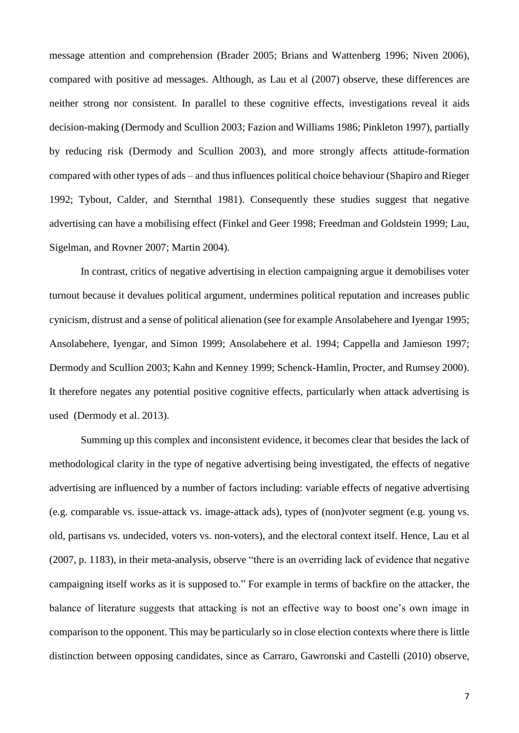message attention and comprehension (Brader 2005; Brians and Wattenberg 1996; Niven 2006), compared with positive ad messages. Although, as Lau et al (2007) observe, these differences are neither strong nor consistent. In parallel to these cognitive effects, investigations reveal it aids decision-making (Dermody and Scullion 2003; Fazion and Williams 1986; Pinkleton 1997), partially by reducing risk (Dermody and Scullion 2003), and more strongly affects attitude-formation compared with other types of ads – and thus influences political choice behaviour (Shapiro and Rieger 1992; Tybout, Calder, and Sternthal 1981). Consequently these studies suggest that negative advertising can have a mobilising effect (Finkel and Geer 1998; Freedman and Goldstein 1999; Lau, Sigelman, and Rovner 2007; Martin 2004).

In contrast, critics of negative advertising in election campaigning argue it demobilises voter turnout because it devalues political argument, undermines political reputation and increases public cynicism, distrust and a sense of political alienation (see for example Ansolabehere and Iyengar 1995; Ansolabehere, Iyengar, and Simon 1999; Ansolabehere et al. 1994; Cappella and Jamieson 1997; Dermody and Scullion 2003; Kahn and Kenney 1999; Schenck-Hamlin, Procter, and Rumsey 2000). It therefore negates any potential positive cognitive effects, particularly when attack advertising is used (Dermody et al. 2013).

Summing up this complex and inconsistent evidence, it becomes clear that besides the lack of methodological clarity in the type of negative advertising being investigated, the effects of negative advertising are influenced by a number of factors including: variable effects of negative advertising (e.g. comparable vs. issue-attack vs. image-attack ads), types of (non)voter segment (e.g. young vs. old, partisans vs. undecided, voters vs. non-voters), and the electoral context itself. Hence, Lau et al (2007, p. 1183), in their meta-analysis, observe "there is an overriding lack of evidence that negative campaigning itself works as it is supposed to." For example in terms of backfire on the attacker, the balance of literature suggests that attacking is not an effective way to boost one's own image in comparison to the opponent. This may be particularly so in close election contexts where there is little distinction between opposing candidates, since as Carraro, Gawronski and Castelli (2010) observe,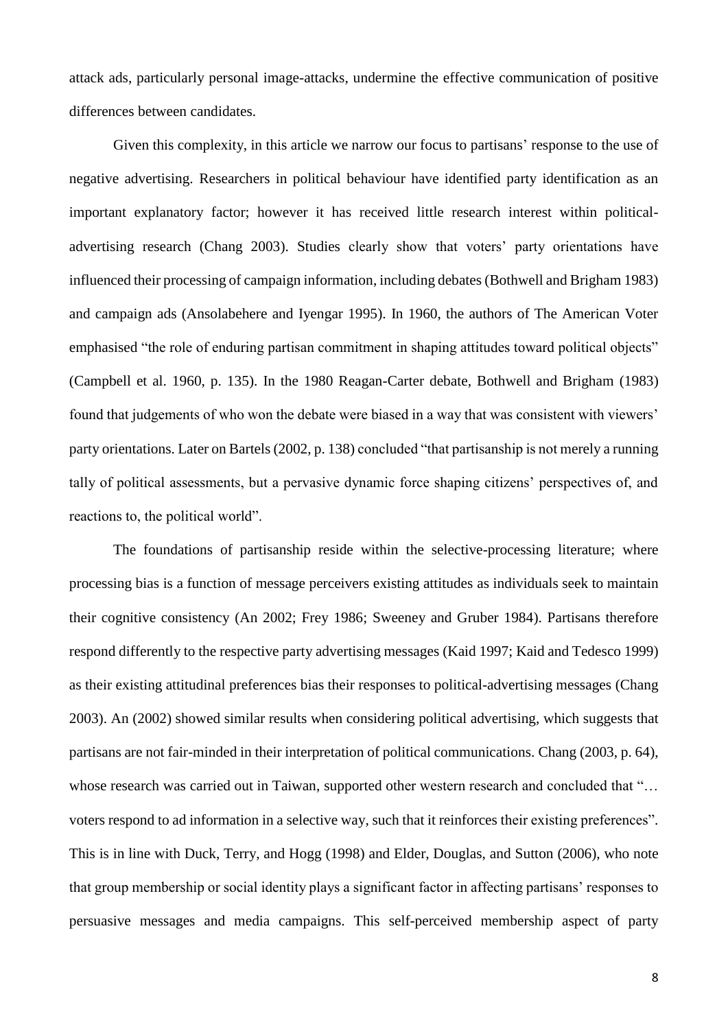attack ads, particularly personal image-attacks, undermine the effective communication of positive differences between candidates.

Given this complexity, in this article we narrow our focus to partisans' response to the use of negative advertising. Researchers in political behaviour have identified party identification as an important explanatory factor; however it has received little research interest within political-advertising research (Chang 2003). Studies clearly show that voters' party orientations have influenced their processing of campaign information, including debates (Bothwell and Brigham 1983) and campaign ads (Ansolabehere and Iyengar 1995). In 1960, the authors of The American Voter emphasised "the role of enduring partisan commitment in shaping attitudes toward political objects" (Campbell et al. 1960, p. 135). In the 1980 Reagan-Carter debate, Bothwell and Brigham (1983) found that judgements of who won the debate were biased in a way that was consistent with viewers' party orientations. Later on Bartels (2002, p. 138) concluded "that partisanship is not merely a running tally of political assessments, but a pervasive dynamic force shaping citizens' perspectives of, and reactions to, the political world".

The foundations of partisanship reside within the selective-processing literature; where processing bias is a function of message perceivers existing attitudes as individuals seek to maintain their cognitive consistency (An 2002; Frey 1986; Sweeney and Gruber 1984). Partisans therefore respond differently to the respective party advertising messages (Kaid 1997; Kaid and Tedesco 1999) as their existing attitudinal preferences bias their responses to political-advertising messages (Chang 2003). An (2002) showed similar results when considering political advertising, which suggests that partisans are not fair-minded in their interpretation of political communications. Chang (2003, p. 64), whose research was carried out in Taiwan, supported other western research and concluded that "… voters respond to ad information in a selective way, such that it reinforces their existing preferences". This is in line with Duck, Terry, and Hogg (1998) and Elder, Douglas, and Sutton (2006), who note that group membership or social identity plays a significant factor in affecting partisans' responses to persuasive messages and media campaigns. This self-perceived membership aspect of party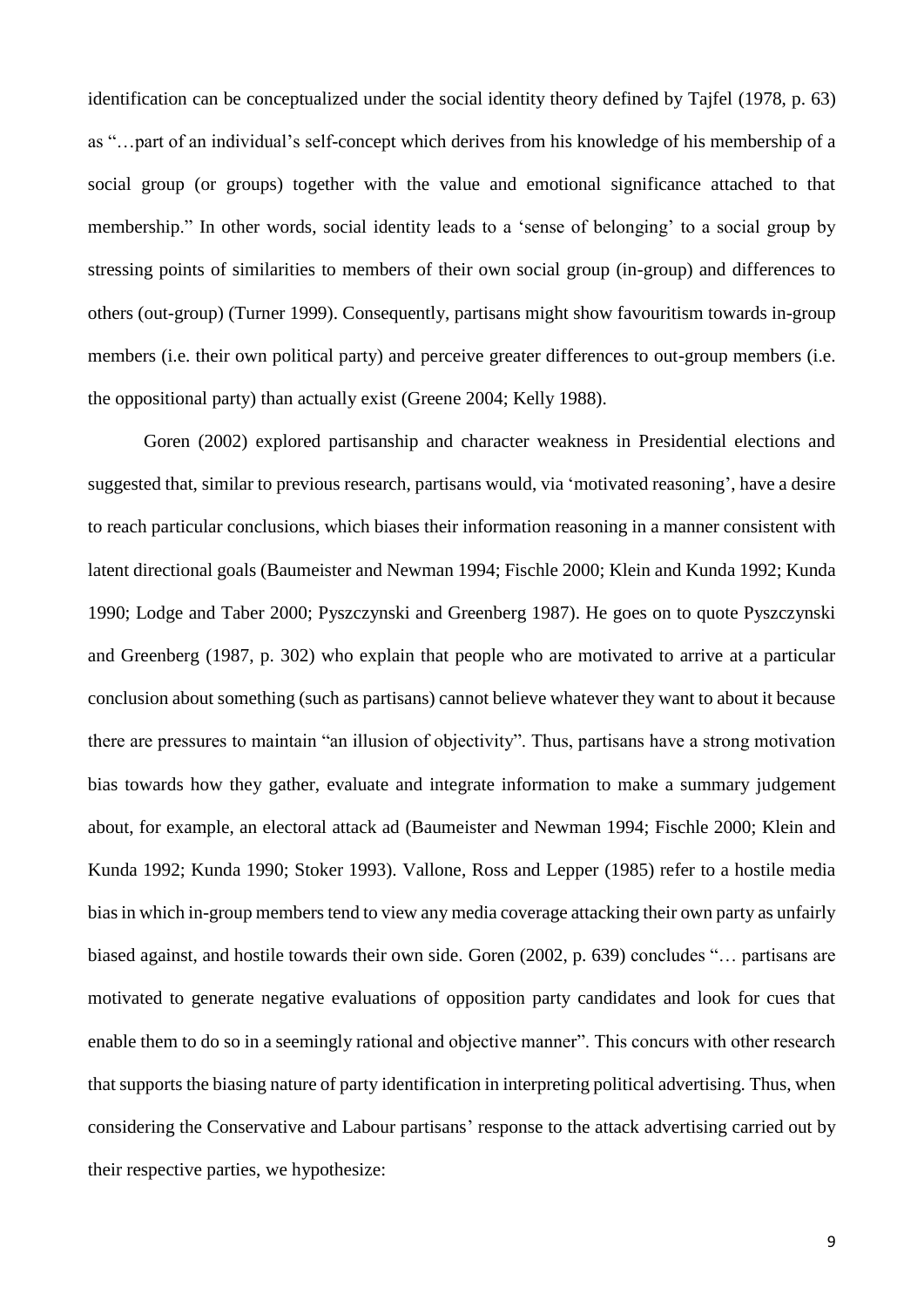identification can be conceptualized under the social identity theory defined by Tajfel (1978, p. 63) as "…part of an individual's self-concept which derives from his knowledge of his membership of a social group (or groups) together with the value and emotional significance attached to that membership." In other words, social identity leads to a 'sense of belonging' to a social group by stressing points of similarities to members of their own social group (in-group) and differences to others (out-group) (Turner 1999). Consequently, partisans might show favouritism towards in-group members (i.e. their own political party) and perceive greater differences to out-group members (i.e. the oppositional party) than actually exist (Greene 2004; Kelly 1988).

Goren (2002) explored partisanship and character weakness in Presidential elections and suggested that, similar to previous research, partisans would, via 'motivated reasoning', have a desire to reach particular conclusions, which biases their information reasoning in a manner consistent with latent directional goals (Baumeister and Newman 1994; Fischle 2000; Klein and Kunda 1992; Kunda 1990; Lodge and Taber 2000; Pyszczynski and Greenberg 1987). He goes on to quote Pyszczynski and Greenberg (1987, p. 302) who explain that people who are motivated to arrive at a particular conclusion about something (such as partisans) cannot believe whatever they want to about it because there are pressures to maintain "an illusion of objectivity". Thus, partisans have a strong motivation bias towards how they gather, evaluate and integrate information to make a summary judgement about, for example, an electoral attack ad (Baumeister and Newman 1994; Fischle 2000; Klein and Kunda 1992; Kunda 1990; Stoker 1993). Vallone, Ross and Lepper (1985) refer to a hostile media bias in which in-group members tend to view any media coverage attacking their own party as unfairly biased against, and hostile towards their own side. Goren (2002, p. 639) concludes "… partisans are motivated to generate negative evaluations of opposition party candidates and look for cues that enable them to do so in a seemingly rational and objective manner". This concurs with other research that supports the biasing nature of party identification in interpreting political advertising. Thus, when considering the Conservative and Labour partisans' response to the attack advertising carried out by their respective parties, we hypothesize: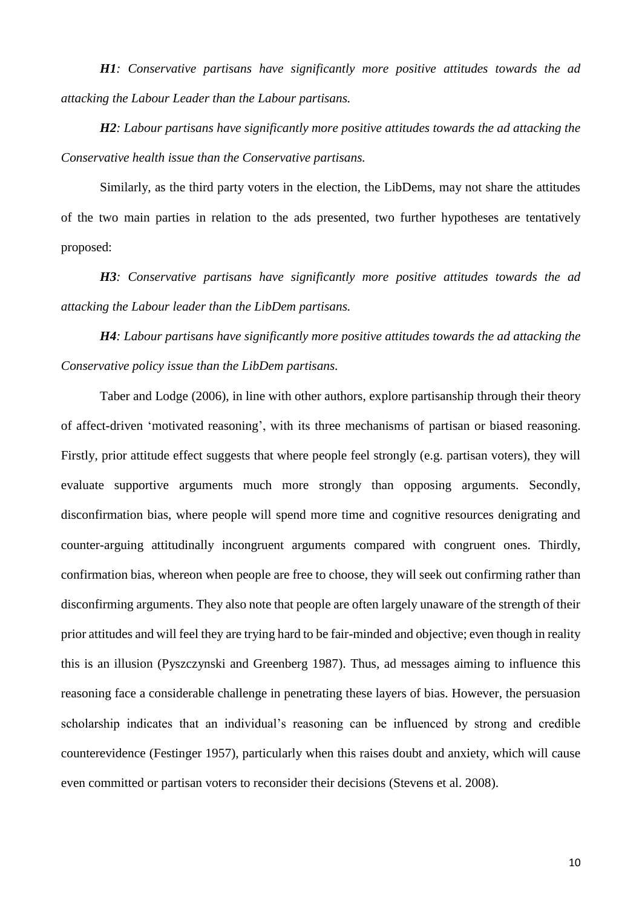***H1**: Conservative partisans have significantly more positive attitudes towards the ad attacking the Labour Leader than the Labour partisans.*

***H2**: Labour partisans have significantly more positive attitudes towards the ad attacking the Conservative health issue than the Conservative partisans.*

Similarly, as the third party voters in the election, the LibDems, may not share the attitudes of the two main parties in relation to the ads presented, two further hypotheses are tentatively proposed:

***H3**: Conservative partisans have significantly more positive attitudes towards the ad attacking the Labour leader than the LibDem partisans.*

***H4**: Labour partisans have significantly more positive attitudes towards the ad attacking the Conservative policy issue than the LibDem partisans.*

Taber and Lodge (2006), in line with other authors, explore partisanship through their theory of affect-driven 'motivated reasoning', with its three mechanisms of partisan or biased reasoning. Firstly, prior attitude effect suggests that where people feel strongly (e.g. partisan voters), they will evaluate supportive arguments much more strongly than opposing arguments. Secondly, disconfirmation bias, where people will spend more time and cognitive resources denigrating and counter-arguing attitudinally incongruent arguments compared with congruent ones. Thirdly, confirmation bias, whereon when people are free to choose, they will seek out confirming rather than disconfirming arguments. They also note that people are often largely unaware of the strength of their prior attitudes and will feel they are trying hard to be fair-minded and objective; even though in reality this is an illusion (Pyszczynski and Greenberg 1987). Thus, ad messages aiming to influence this reasoning face a considerable challenge in penetrating these layers of bias. However, the persuasion scholarship indicates that an individual's reasoning can be influenced by strong and credible counterevidence (Festinger 1957), particularly when this raises doubt and anxiety, which will cause even committed or partisan voters to reconsider their decisions (Stevens et al. 2008).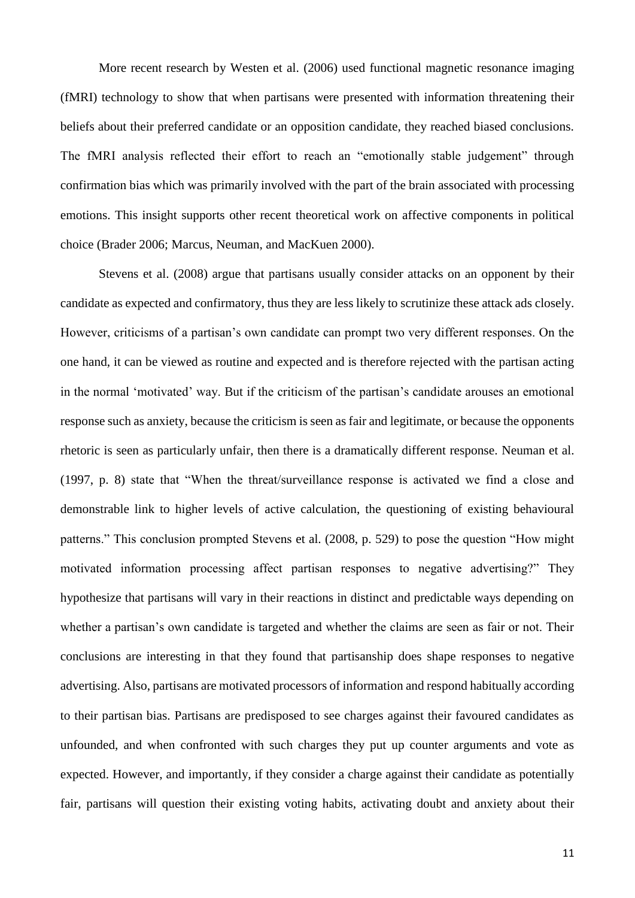More recent research by Westen et al. (2006) used functional magnetic resonance imaging (fMRI) technology to show that when partisans were presented with information threatening their beliefs about their preferred candidate or an opposition candidate, they reached biased conclusions. The fMRI analysis reflected their effort to reach an "emotionally stable judgement" through confirmation bias which was primarily involved with the part of the brain associated with processing emotions. This insight supports other recent theoretical work on affective components in political choice (Brader 2006; Marcus, Neuman, and MacKuen 2000).

Stevens et al. (2008) argue that partisans usually consider attacks on an opponent by their candidate as expected and confirmatory, thus they are less likely to scrutinize these attack ads closely. However, criticisms of a partisan's own candidate can prompt two very different responses. On the one hand, it can be viewed as routine and expected and is therefore rejected with the partisan acting in the normal 'motivated' way. But if the criticism of the partisan's candidate arouses an emotional response such as anxiety, because the criticism is seen as fair and legitimate, or because the opponents rhetoric is seen as particularly unfair, then there is a dramatically different response. Neuman et al. (1997, p. 8) state that "When the threat/surveillance response is activated we find a close and demonstrable link to higher levels of active calculation, the questioning of existing behavioural patterns." This conclusion prompted Stevens et al. (2008, p. 529) to pose the question "How might motivated information processing affect partisan responses to negative advertising?" They hypothesize that partisans will vary in their reactions in distinct and predictable ways depending on whether a partisan's own candidate is targeted and whether the claims are seen as fair or not. Their conclusions are interesting in that they found that partisanship does shape responses to negative advertising. Also, partisans are motivated processors of information and respond habitually according to their partisan bias. Partisans are predisposed to see charges against their favoured candidates as unfounded, and when confronted with such charges they put up counter arguments and vote as expected. However, and importantly, if they consider a charge against their candidate as potentially fair, partisans will question their existing voting habits, activating doubt and anxiety about their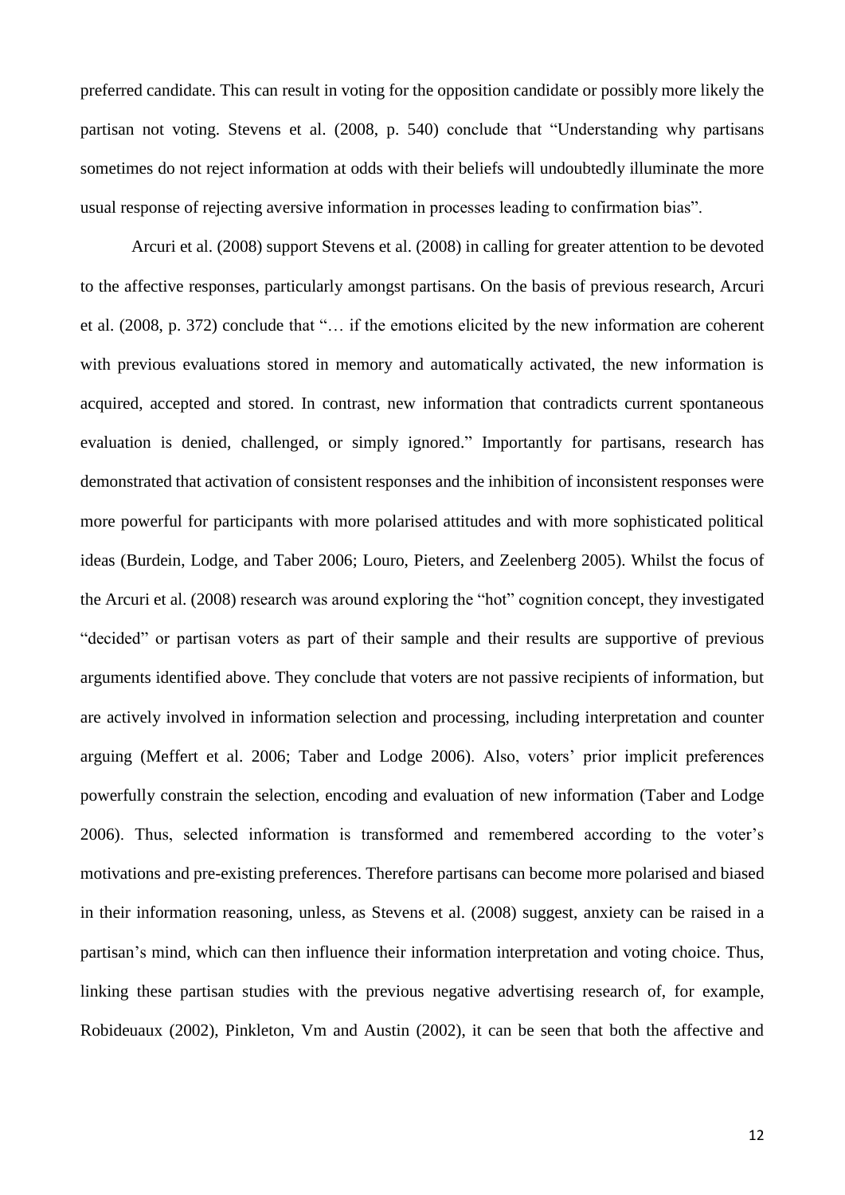preferred candidate. This can result in voting for the opposition candidate or possibly more likely the partisan not voting. Stevens et al. (2008, p. 540) conclude that "Understanding why partisans sometimes do not reject information at odds with their beliefs will undoubtedly illuminate the more usual response of rejecting aversive information in processes leading to confirmation bias".

Arcuri et al. (2008) support Stevens et al. (2008) in calling for greater attention to be devoted to the affective responses, particularly amongst partisans. On the basis of previous research, Arcuri et al. (2008, p. 372) conclude that "… if the emotions elicited by the new information are coherent with previous evaluations stored in memory and automatically activated, the new information is acquired, accepted and stored. In contrast, new information that contradicts current spontaneous evaluation is denied, challenged, or simply ignored." Importantly for partisans, research has demonstrated that activation of consistent responses and the inhibition of inconsistent responses were more powerful for participants with more polarised attitudes and with more sophisticated political ideas (Burdein, Lodge, and Taber 2006; Louro, Pieters, and Zeelenberg 2005). Whilst the focus of the Arcuri et al. (2008) research was around exploring the "hot" cognition concept, they investigated "decided" or partisan voters as part of their sample and their results are supportive of previous arguments identified above. They conclude that voters are not passive recipients of information, but are actively involved in information selection and processing, including interpretation and counter arguing (Meffert et al. 2006; Taber and Lodge 2006). Also, voters' prior implicit preferences powerfully constrain the selection, encoding and evaluation of new information (Taber and Lodge 2006). Thus, selected information is transformed and remembered according to the voter's motivations and pre-existing preferences. Therefore partisans can become more polarised and biased in their information reasoning, unless, as Stevens et al. (2008) suggest, anxiety can be raised in a partisan's mind, which can then influence their information interpretation and voting choice. Thus, linking these partisan studies with the previous negative advertising research of, for example, Robideuaux (2002), Pinkleton, Vm and Austin (2002), it can be seen that both the affective and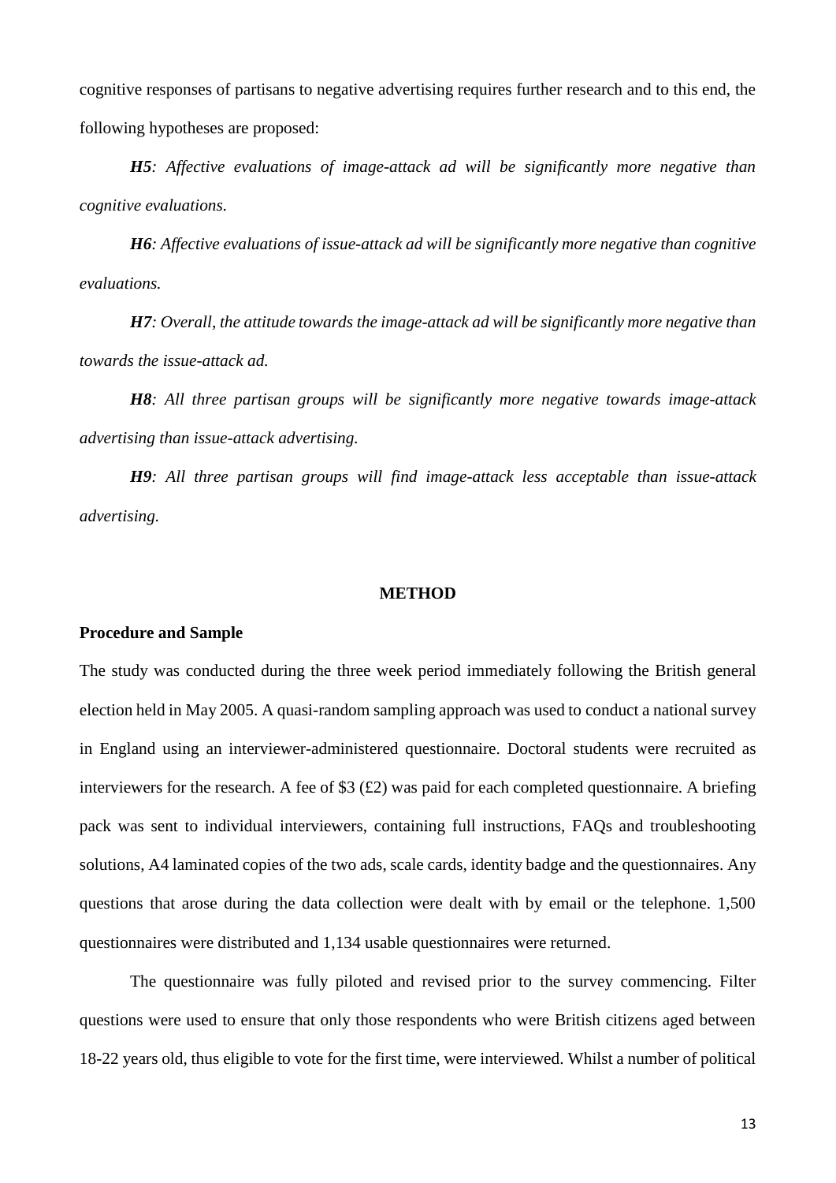cognitive responses of partisans to negative advertising requires further research and to this end, the following hypotheses are proposed:

***H5****: Affective evaluations of image-attack ad will be significantly more negative than cognitive evaluations.*

***H6****: Affective evaluations of issue-attack ad will be significantly more negative than cognitive evaluations.*

***H7****: Overall, the attitude towards the image-attack ad will be significantly more negative than towards the issue-attack ad.*

***H8****: All three partisan groups will be significantly more negative towards image-attack advertising than issue-attack advertising.*

***H9****: All three partisan groups will find image-attack less acceptable than issue-attack advertising.*

## METHOD

### Procedure and Sample

The study was conducted during the three week period immediately following the British general election held in May 2005. A quasi-random sampling approach was used to conduct a national survey in England using an interviewer-administered questionnaire. Doctoral students were recruited as interviewers for the research. A fee of \$3 (£2) was paid for each completed questionnaire. A briefing pack was sent to individual interviewers, containing full instructions, FAQs and troubleshooting solutions, A4 laminated copies of the two ads, scale cards, identity badge and the questionnaires. Any questions that arose during the data collection were dealt with by email or the telephone. 1,500 questionnaires were distributed and 1,134 usable questionnaires were returned.

The questionnaire was fully piloted and revised prior to the survey commencing. Filter questions were used to ensure that only those respondents who were British citizens aged between 18-22 years old, thus eligible to vote for the first time, were interviewed. Whilst a number of political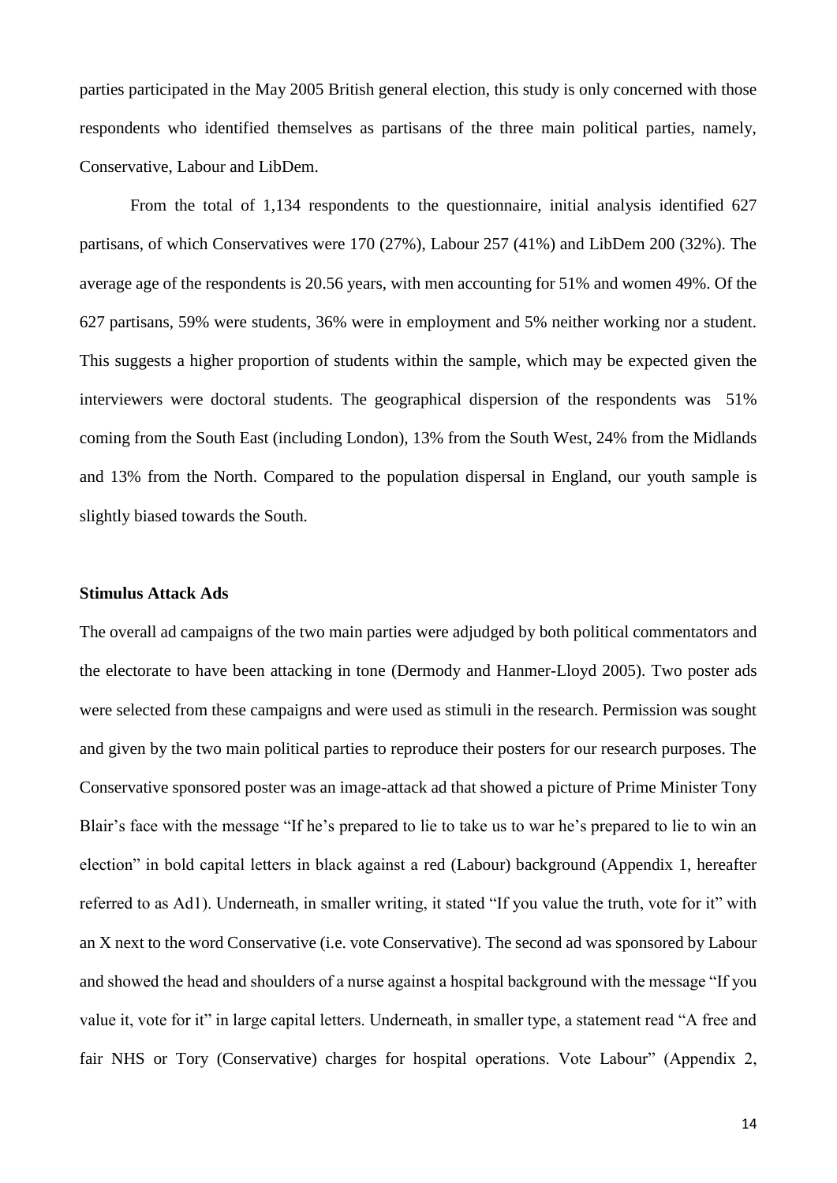parties participated in the May 2005 British general election, this study is only concerned with those respondents who identified themselves as partisans of the three main political parties, namely, Conservative, Labour and LibDem.

From the total of 1,134 respondents to the questionnaire, initial analysis identified 627 partisans, of which Conservatives were 170 (27%), Labour 257 (41%) and LibDem 200 (32%). The average age of the respondents is 20.56 years, with men accounting for 51% and women 49%. Of the 627 partisans, 59% were students, 36% were in employment and 5% neither working nor a student. This suggests a higher proportion of students within the sample, which may be expected given the interviewers were doctoral students. The geographical dispersion of the respondents was 51% coming from the South East (including London), 13% from the South West, 24% from the Midlands and 13% from the North. Compared to the population dispersal in England, our youth sample is slightly biased towards the South.

**Stimulus Attack Ads**

The overall ad campaigns of the two main parties were adjudged by both political commentators and the electorate to have been attacking in tone (Dermody and Hanmer-Lloyd 2005). Two poster ads were selected from these campaigns and were used as stimuli in the research. Permission was sought and given by the two main political parties to reproduce their posters for our research purposes. The Conservative sponsored poster was an image-attack ad that showed a picture of Prime Minister Tony Blair's face with the message "If he's prepared to lie to take us to war he's prepared to lie to win an election" in bold capital letters in black against a red (Labour) background (Appendix 1, hereafter referred to as Ad1). Underneath, in smaller writing, it stated "If you value the truth, vote for it" with an X next to the word Conservative (i.e. vote Conservative). The second ad was sponsored by Labour and showed the head and shoulders of a nurse against a hospital background with the message "If you value it, vote for it" in large capital letters. Underneath, in smaller type, a statement read "A free and fair NHS or Tory (Conservative) charges for hospital operations. Vote Labour" (Appendix 2,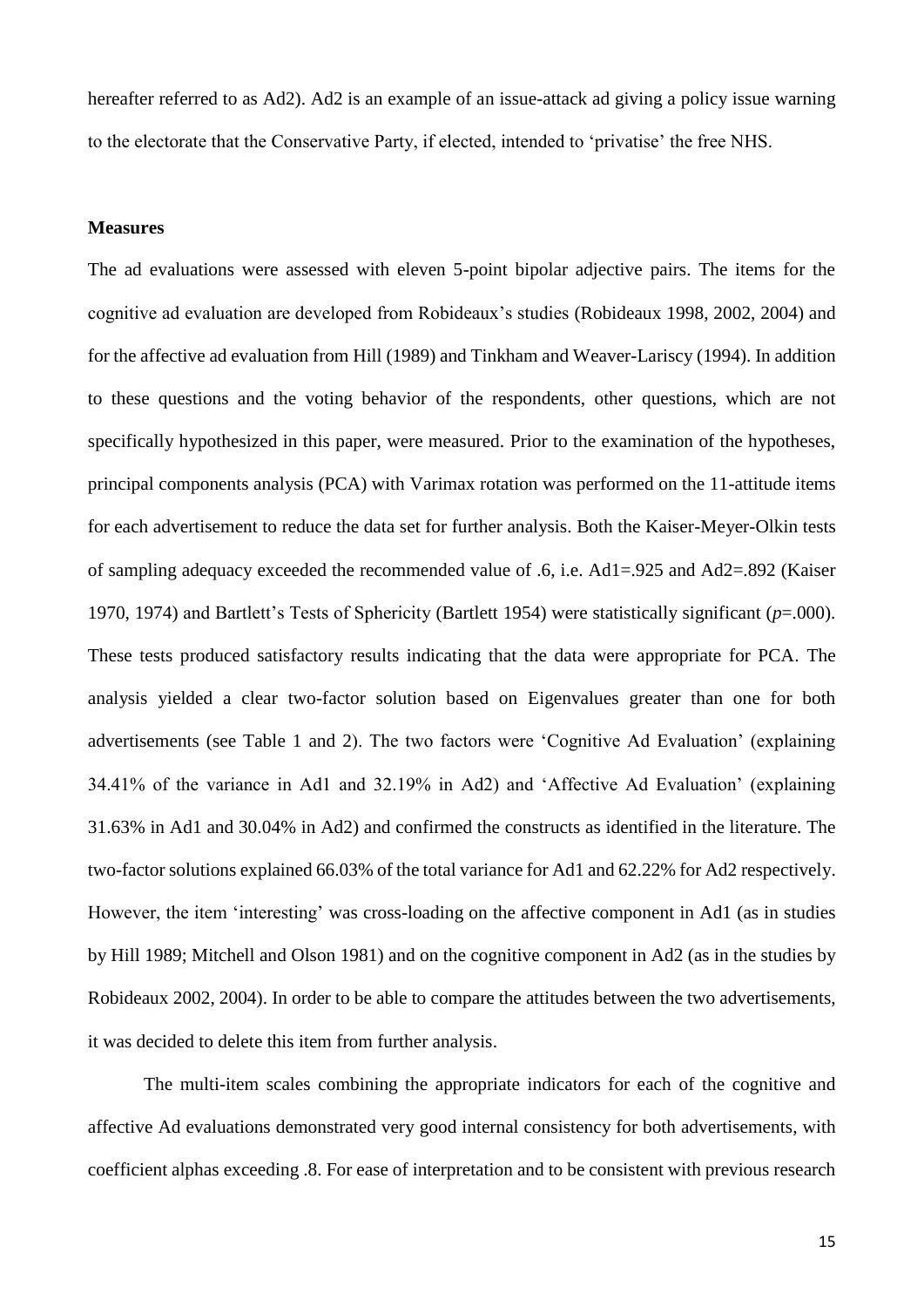hereafter referred to as Ad2). Ad2 is an example of an issue-attack ad giving a policy issue warning to the electorate that the Conservative Party, if elected, intended to 'privatise' the free NHS.

**Measures**

The ad evaluations were assessed with eleven 5-point bipolar adjective pairs. The items for the cognitive ad evaluation are developed from Robideaux's studies (Robideaux 1998, 2002, 2004) and for the affective ad evaluation from Hill (1989) and Tinkham and Weaver-Lariscy (1994). In addition to these questions and the voting behavior of the respondents, other questions, which are not specifically hypothesized in this paper, were measured. Prior to the examination of the hypotheses, principal components analysis (PCA) with Varimax rotation was performed on the 11-attitude items for each advertisement to reduce the data set for further analysis. Both the Kaiser-Meyer-Olkin tests of sampling adequacy exceeded the recommended value of .6, i.e. Ad1=.925 and Ad2=.892 (Kaiser 1970, 1974) and Bartlett's Tests of Sphericity (Bartlett 1954) were statistically significant ($p$=.000). These tests produced satisfactory results indicating that the data were appropriate for PCA. The analysis yielded a clear two-factor solution based on Eigenvalues greater than one for both advertisements (see Table 1 and 2). The two factors were 'Cognitive Ad Evaluation' (explaining 34.41% of the variance in Ad1 and 32.19% in Ad2) and 'Affective Ad Evaluation' (explaining 31.63% in Ad1 and 30.04% in Ad2) and confirmed the constructs as identified in the literature. The two-factor solutions explained 66.03% of the total variance for Ad1 and 62.22% for Ad2 respectively. However, the item 'interesting' was cross-loading on the affective component in Ad1 (as in studies by Hill 1989; Mitchell and Olson 1981) and on the cognitive component in Ad2 (as in the studies by Robideaux 2002, 2004). In order to be able to compare the attitudes between the two advertisements, it was decided to delete this item from further analysis.

The multi-item scales combining the appropriate indicators for each of the cognitive and affective Ad evaluations demonstrated very good internal consistency for both advertisements, with coefficient alphas exceeding .8. For ease of interpretation and to be consistent with previous research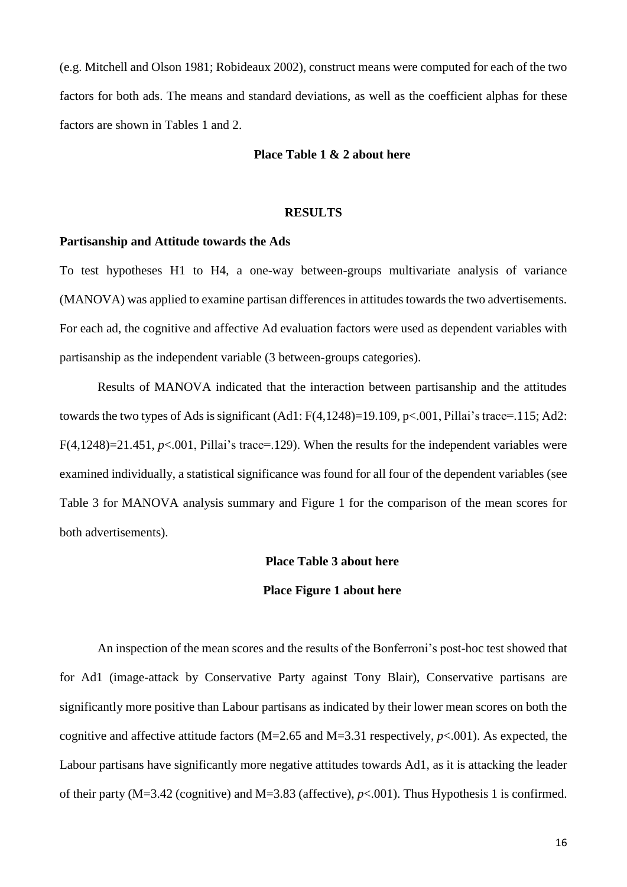(e.g. Mitchell and Olson 1981; Robideaux 2002), construct means were computed for each of the two factors for both ads. The means and standard deviations, as well as the coefficient alphas for these factors are shown in Tables 1 and 2.

**Place Table 1 & 2 about here**

## RESULTS

### Partisanship and Attitude towards the Ads

To test hypotheses H1 to H4, a one-way between-groups multivariate analysis of variance (MANOVA) was applied to examine partisan differences in attitudes towards the two advertisements. For each ad, the cognitive and affective Ad evaluation factors were used as dependent variables with partisanship as the independent variable (3 between-groups categories).

Results of MANOVA indicated that the interaction between partisanship and the attitudes towards the two types of Ads is significant (Ad1: $F(4,1248)=19.109$, $p<.001$, Pillai's trace=.115; Ad2: $F(4,1248)=21.451$, $p<.001$, Pillai's trace=.129). When the results for the independent variables were examined individually, a statistical significance was found for all four of the dependent variables (see Table 3 for MANOVA analysis summary and Figure 1 for the comparison of the mean scores for both advertisements).

**Place Table 3 about here**

**Place Figure 1 about here**

An inspection of the mean scores and the results of the Bonferroni's post-hoc test showed that for Ad1 (image-attack by Conservative Party against Tony Blair), Conservative partisans are significantly more positive than Labour partisans as indicated by their lower mean scores on both the cognitive and affective attitude factors ($M=2.65$ and $M=3.31$ respectively, $p<.001$). As expected, the Labour partisans have significantly more negative attitudes towards Ad1, as it is attacking the leader of their party ($M=3.42$ (cognitive) and $M=3.83$ (affective), $p<.001$). Thus Hypothesis 1 is confirmed.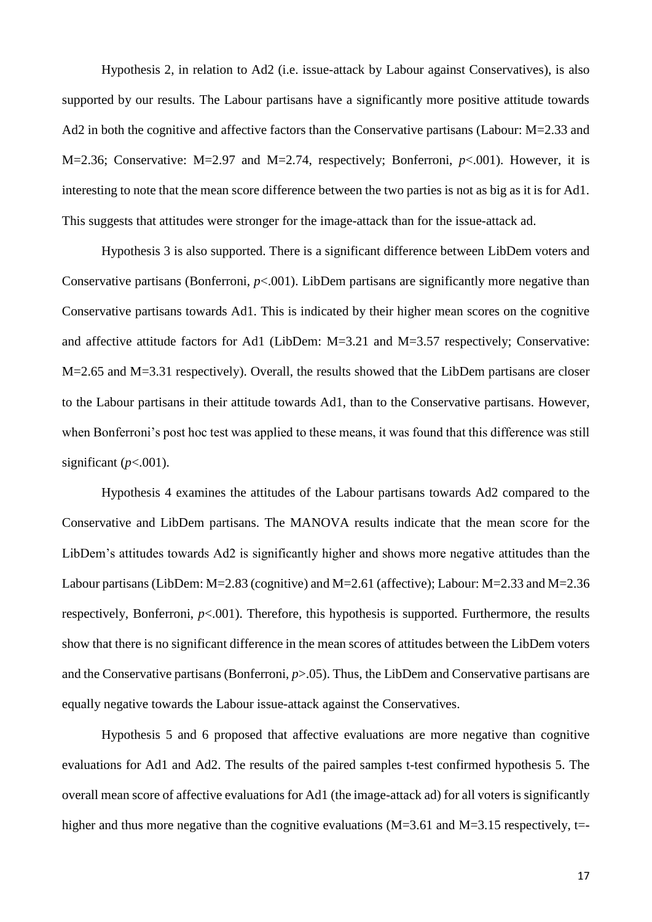Hypothesis 2, in relation to Ad2 (i.e. issue-attack by Labour against Conservatives), is also supported by our results. The Labour partisans have a significantly more positive attitude towards Ad2 in both the cognitive and affective factors than the Conservative partisans (Labour: M=2.33 and M=2.36; Conservative: M=2.97 and M=2.74, respectively; Bonferroni, $p<.001$). However, it is interesting to note that the mean score difference between the two parties is not as big as it is for Ad1. This suggests that attitudes were stronger for the image-attack than for the issue-attack ad.

Hypothesis 3 is also supported. There is a significant difference between LibDem voters and Conservative partisans (Bonferroni, $p<.001$). LibDem partisans are significantly more negative than Conservative partisans towards Ad1. This is indicated by their higher mean scores on the cognitive and affective attitude factors for Ad1 (LibDem: M=3.21 and M=3.57 respectively; Conservative: M=2.65 and M=3.31 respectively). Overall, the results showed that the LibDem partisans are closer to the Labour partisans in their attitude towards Ad1, than to the Conservative partisans. However, when Bonferroni's post hoc test was applied to these means, it was found that this difference was still significant ($p<.001$).

Hypothesis 4 examines the attitudes of the Labour partisans towards Ad2 compared to the Conservative and LibDem partisans. The MANOVA results indicate that the mean score for the LibDem's attitudes towards Ad2 is significantly higher and shows more negative attitudes than the Labour partisans (LibDem: M=2.83 (cognitive) and M=2.61 (affective); Labour: M=2.33 and M=2.36 respectively, Bonferroni, $p<.001$). Therefore, this hypothesis is supported. Furthermore, the results show that there is no significant difference in the mean scores of attitudes between the LibDem voters and the Conservative partisans (Bonferroni, $p>.05$). Thus, the LibDem and Conservative partisans are equally negative towards the Labour issue-attack against the Conservatives.

Hypothesis 5 and 6 proposed that affective evaluations are more negative than cognitive evaluations for Ad1 and Ad2. The results of the paired samples t-test confirmed hypothesis 5. The overall mean score of affective evaluations for Ad1 (the image-attack ad) for all voters is significantly higher and thus more negative than the cognitive evaluations (M=3.61 and M=3.15 respectively, t=-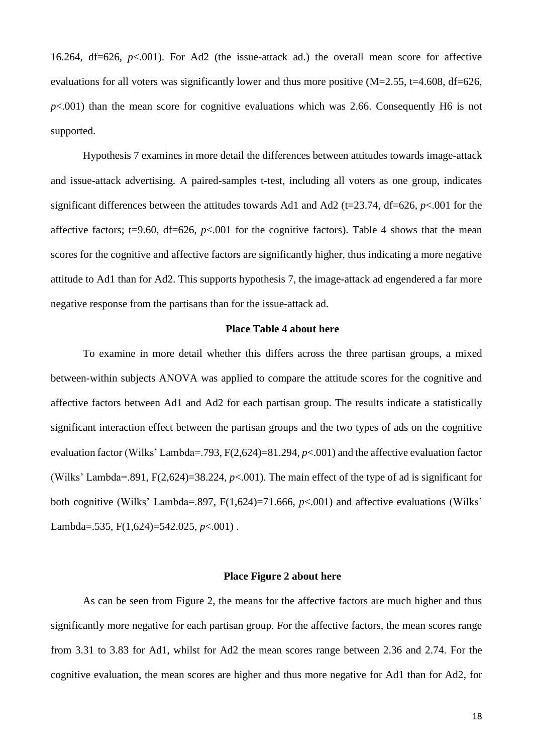16.264, df=626, $p<.001$). For Ad2 (the issue-attack ad.) the overall mean score for affective evaluations for all voters was significantly lower and thus more positive (M=2.55, t=4.608, df=626, $p<.001$) than the mean score for cognitive evaluations which was 2.66. Consequently H6 is not supported.

Hypothesis 7 examines in more detail the differences between attitudes towards image-attack and issue-attack advertising. A paired-samples t-test, including all voters as one group, indicates significant differences between the attitudes towards Ad1 and Ad2 (t=23.74, df=626, $p<.001$ for the affective factors; t=9.60, df=626, $p<.001$ for the cognitive factors). Table 4 shows that the mean scores for the cognitive and affective factors are significantly higher, thus indicating a more negative attitude to Ad1 than for Ad2. This supports hypothesis 7, the image-attack ad engendered a far more negative response from the partisans than for the issue-attack ad.

**Place Table 4 about here**

To examine in more detail whether this differs across the three partisan groups, a mixed between-within subjects ANOVA was applied to compare the attitude scores for the cognitive and affective factors between Ad1 and Ad2 for each partisan group. The results indicate a statistically significant interaction effect between the partisan groups and the two types of ads on the cognitive evaluation factor (Wilks' Lambda=.793, $F(2,624)=81.294$, $p<.001$) and the affective evaluation factor (Wilks' Lambda=.891, $F(2,624)=38.224$, $p<.001$). The main effect of the type of ad is significant for both cognitive (Wilks' Lambda=.897, $F(1,624)=71.666$, $p<.001$) and affective evaluations (Wilks' Lambda=.535, $F(1,624)=542.025$, $p<.001$) .

**Place Figure 2 about here**

As can be seen from Figure 2, the means for the affective factors are much higher and thus significantly more negative for each partisan group. For the affective factors, the mean scores range from 3.31 to 3.83 for Ad1, whilst for Ad2 the mean scores range between 2.36 and 2.74. For the cognitive evaluation, the mean scores are higher and thus more negative for Ad1 than for Ad2, for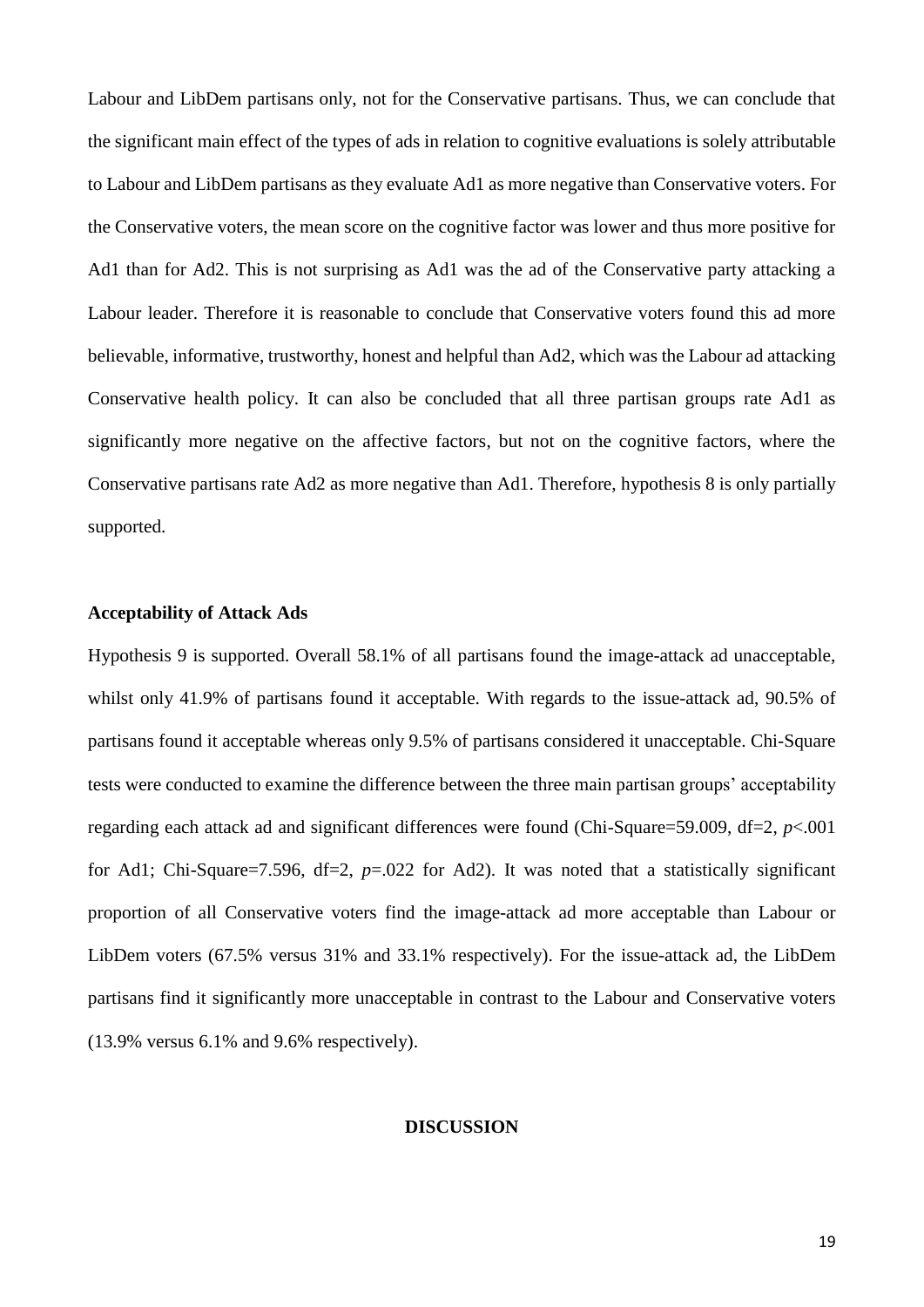Labour and LibDem partisans only, not for the Conservative partisans. Thus, we can conclude that the significant main effect of the types of ads in relation to cognitive evaluations is solely attributable to Labour and LibDem partisans as they evaluate Ad1 as more negative than Conservative voters. For the Conservative voters, the mean score on the cognitive factor was lower and thus more positive for Ad1 than for Ad2. This is not surprising as Ad1 was the ad of the Conservative party attacking a Labour leader. Therefore it is reasonable to conclude that Conservative voters found this ad more believable, informative, trustworthy, honest and helpful than Ad2, which was the Labour ad attacking Conservative health policy. It can also be concluded that all three partisan groups rate Ad1 as significantly more negative on the affective factors, but not on the cognitive factors, where the Conservative partisans rate Ad2 as more negative than Ad1. Therefore, hypothesis 8 is only partially supported.

**Acceptability of Attack Ads**

Hypothesis 9 is supported. Overall 58.1% of all partisans found the image-attack ad unacceptable, whilst only 41.9% of partisans found it acceptable. With regards to the issue-attack ad, 90.5% of partisans found it acceptable whereas only 9.5% of partisans considered it unacceptable. Chi-Square tests were conducted to examine the difference between the three main partisan groups' acceptability regarding each attack ad and significant differences were found (Chi-Square=59.009, df=2, $p<.001$ for Ad1; Chi-Square=7.596, df=2, $p=.022$ for Ad2). It was noted that a statistically significant proportion of all Conservative voters find the image-attack ad more acceptable than Labour or LibDem voters (67.5% versus 31% and 33.1% respectively). For the issue-attack ad, the LibDem partisans find it significantly more unacceptable in contrast to the Labour and Conservative voters (13.9% versus 6.1% and 9.6% respectively).

## DISCUSSION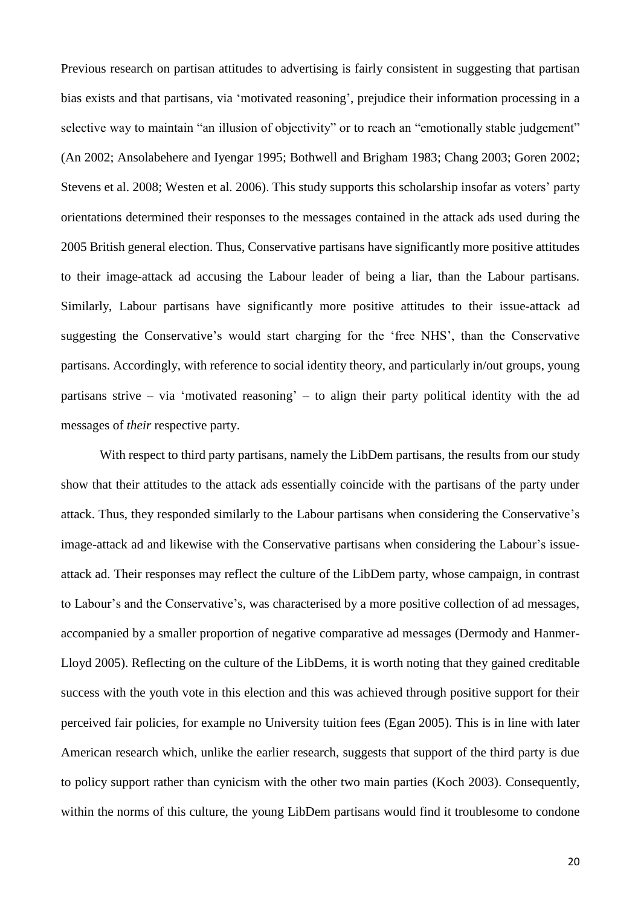Previous research on partisan attitudes to advertising is fairly consistent in suggesting that partisan bias exists and that partisans, via 'motivated reasoning', prejudice their information processing in a selective way to maintain "an illusion of objectivity" or to reach an "emotionally stable judgement" (An 2002; Ansolabehere and Iyengar 1995; Bothwell and Brigham 1983; Chang 2003; Goren 2002; Stevens et al. 2008; Westen et al. 2006). This study supports this scholarship insofar as voters' party orientations determined their responses to the messages contained in the attack ads used during the 2005 British general election. Thus, Conservative partisans have significantly more positive attitudes to their image-attack ad accusing the Labour leader of being a liar, than the Labour partisans. Similarly, Labour partisans have significantly more positive attitudes to their issue-attack ad suggesting the Conservative's would start charging for the 'free NHS', than the Conservative partisans. Accordingly, with reference to social identity theory, and particularly in/out groups, young partisans strive – via 'motivated reasoning' – to align their party political identity with the ad messages of *their* respective party.

With respect to third party partisans, namely the LibDem partisans, the results from our study show that their attitudes to the attack ads essentially coincide with the partisans of the party under attack. Thus, they responded similarly to the Labour partisans when considering the Conservative's image-attack ad and likewise with the Conservative partisans when considering the Labour's issue-attack ad. Their responses may reflect the culture of the LibDem party, whose campaign, in contrast to Labour's and the Conservative's, was characterised by a more positive collection of ad messages, accompanied by a smaller proportion of negative comparative ad messages (Dermody and Hanmer-Lloyd 2005). Reflecting on the culture of the LibDems, it is worth noting that they gained creditable success with the youth vote in this election and this was achieved through positive support for their perceived fair policies, for example no University tuition fees (Egan 2005). This is in line with later American research which, unlike the earlier research, suggests that support of the third party is due to policy support rather than cynicism with the other two main parties (Koch 2003). Consequently, within the norms of this culture, the young LibDem partisans would find it troublesome to condone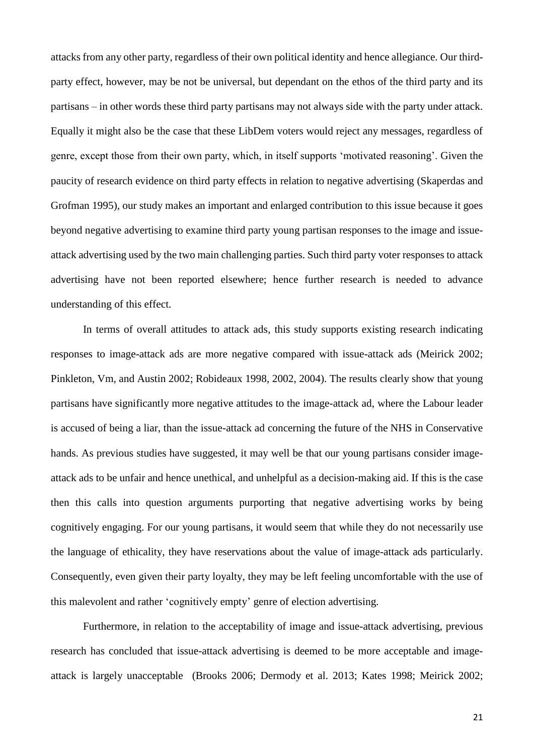attacks from any other party, regardless of their own political identity and hence allegiance. Our third-party effect, however, may be not be universal, but dependant on the ethos of the third party and its partisans – in other words these third party partisans may not always side with the party under attack. Equally it might also be the case that these LibDem voters would reject any messages, regardless of genre, except those from their own party, which, in itself supports 'motivated reasoning'. Given the paucity of research evidence on third party effects in relation to negative advertising (Skaperdas and Grofman 1995), our study makes an important and enlarged contribution to this issue because it goes beyond negative advertising to examine third party young partisan responses to the image and issue-attack advertising used by the two main challenging parties. Such third party voter responses to attack advertising have not been reported elsewhere; hence further research is needed to advance understanding of this effect.

In terms of overall attitudes to attack ads, this study supports existing research indicating responses to image-attack ads are more negative compared with issue-attack ads (Meirick 2002; Pinkleton, Vm, and Austin 2002; Robideaux 1998, 2002, 2004). The results clearly show that young partisans have significantly more negative attitudes to the image-attack ad, where the Labour leader is accused of being a liar, than the issue-attack ad concerning the future of the NHS in Conservative hands. As previous studies have suggested, it may well be that our young partisans consider image-attack ads to be unfair and hence unethical, and unhelpful as a decision-making aid. If this is the case then this calls into question arguments purporting that negative advertising works by being cognitively engaging. For our young partisans, it would seem that while they do not necessarily use the language of ethicality, they have reservations about the value of image-attack ads particularly. Consequently, even given their party loyalty, they may be left feeling uncomfortable with the use of this malevolent and rather 'cognitively empty' genre of election advertising.

Furthermore, in relation to the acceptability of image and issue-attack advertising, previous research has concluded that issue-attack advertising is deemed to be more acceptable and image-attack is largely unacceptable (Brooks 2006; Dermody et al. 2013; Kates 1998; Meirick 2002;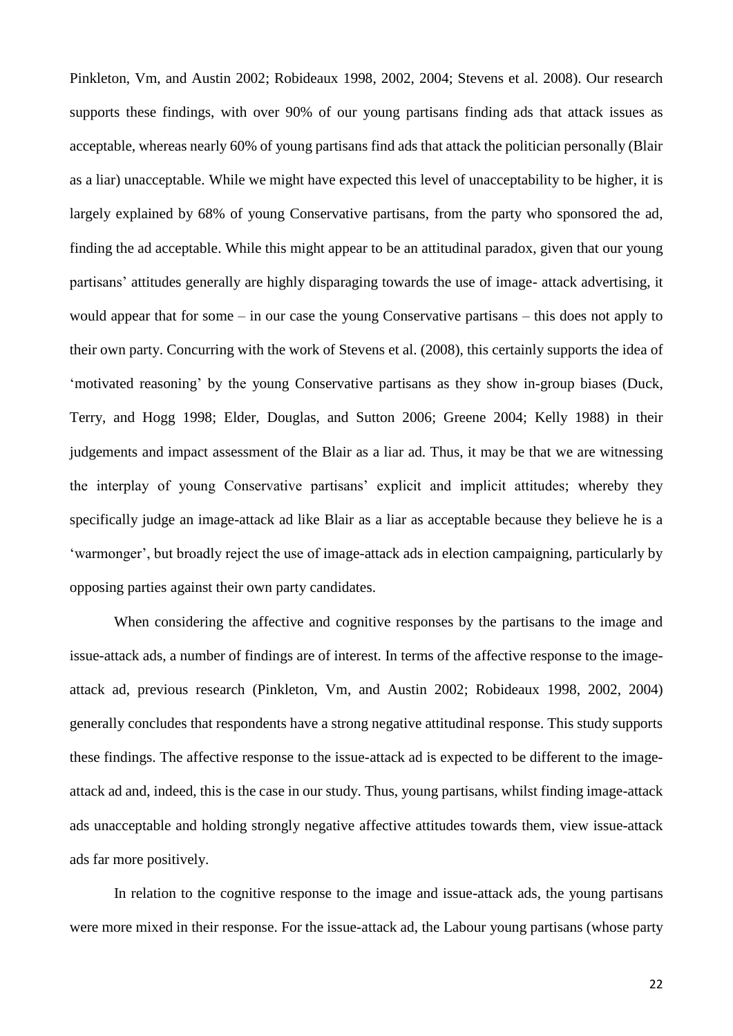Pinkleton, Vm, and Austin 2002; Robideaux 1998, 2002, 2004; Stevens et al. 2008). Our research supports these findings, with over 90% of our young partisans finding ads that attack issues as acceptable, whereas nearly 60% of young partisans find ads that attack the politician personally (Blair as a liar) unacceptable. While we might have expected this level of unacceptability to be higher, it is largely explained by 68% of young Conservative partisans, from the party who sponsored the ad, finding the ad acceptable. While this might appear to be an attitudinal paradox, given that our young partisans' attitudes generally are highly disparaging towards the use of image- attack advertising, it would appear that for some – in our case the young Conservative partisans – this does not apply to their own party. Concurring with the work of Stevens et al. (2008), this certainly supports the idea of 'motivated reasoning' by the young Conservative partisans as they show in-group biases (Duck, Terry, and Hogg 1998; Elder, Douglas, and Sutton 2006; Greene 2004; Kelly 1988) in their judgements and impact assessment of the Blair as a liar ad. Thus, it may be that we are witnessing the interplay of young Conservative partisans' explicit and implicit attitudes; whereby they specifically judge an image-attack ad like Blair as a liar as acceptable because they believe he is a 'warmonger', but broadly reject the use of image-attack ads in election campaigning, particularly by opposing parties against their own party candidates.

When considering the affective and cognitive responses by the partisans to the image and issue-attack ads, a number of findings are of interest. In terms of the affective response to the image-attack ad, previous research (Pinkleton, Vm, and Austin 2002; Robideaux 1998, 2002, 2004) generally concludes that respondents have a strong negative attitudinal response. This study supports these findings. The affective response to the issue-attack ad is expected to be different to the image-attack ad and, indeed, this is the case in our study. Thus, young partisans, whilst finding image-attack ads unacceptable and holding strongly negative affective attitudes towards them, view issue-attack ads far more positively.

In relation to the cognitive response to the image and issue-attack ads, the young partisans were more mixed in their response. For the issue-attack ad, the Labour young partisans (whose party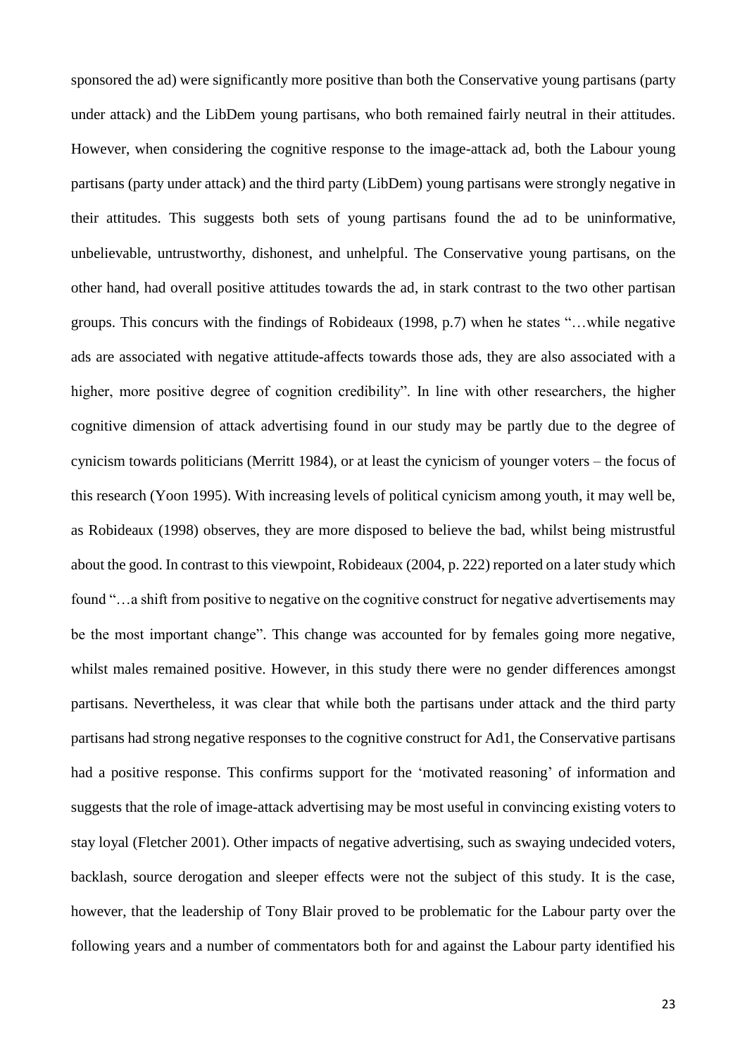sponsored the ad) were significantly more positive than both the Conservative young partisans (party under attack) and the LibDem young partisans, who both remained fairly neutral in their attitudes. However, when considering the cognitive response to the image-attack ad, both the Labour young partisans (party under attack) and the third party (LibDem) young partisans were strongly negative in their attitudes. This suggests both sets of young partisans found the ad to be uninformative, unbelievable, untrustworthy, dishonest, and unhelpful. The Conservative young partisans, on the other hand, had overall positive attitudes towards the ad, in stark contrast to the two other partisan groups. This concurs with the findings of Robideaux (1998, p.7) when he states "…while negative ads are associated with negative attitude-affects towards those ads, they are also associated with a higher, more positive degree of cognition credibility". In line with other researchers, the higher cognitive dimension of attack advertising found in our study may be partly due to the degree of cynicism towards politicians (Merritt 1984), or at least the cynicism of younger voters – the focus of this research (Yoon 1995). With increasing levels of political cynicism among youth, it may well be, as Robideaux (1998) observes, they are more disposed to believe the bad, whilst being mistrustful about the good. In contrast to this viewpoint, Robideaux (2004, p. 222) reported on a later study which found "…a shift from positive to negative on the cognitive construct for negative advertisements may be the most important change". This change was accounted for by females going more negative, whilst males remained positive. However, in this study there were no gender differences amongst partisans. Nevertheless, it was clear that while both the partisans under attack and the third party partisans had strong negative responses to the cognitive construct for Ad1, the Conservative partisans had a positive response. This confirms support for the 'motivated reasoning' of information and suggests that the role of image-attack advertising may be most useful in convincing existing voters to stay loyal (Fletcher 2001). Other impacts of negative advertising, such as swaying undecided voters, backlash, source derogation and sleeper effects were not the subject of this study. It is the case, however, that the leadership of Tony Blair proved to be problematic for the Labour party over the following years and a number of commentators both for and against the Labour party identified his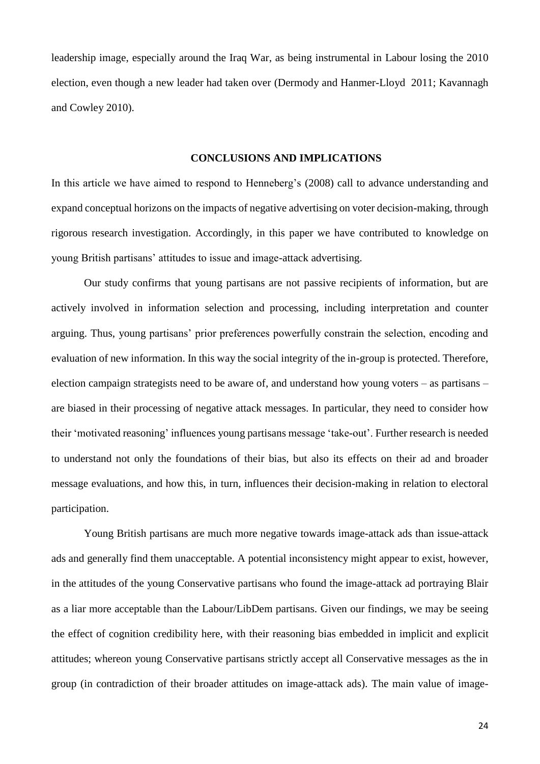leadership image, especially around the Iraq War, as being instrumental in Labour losing the 2010 election, even though a new leader had taken over (Dermody and Hanmer-Lloyd 2011; Kavannagh and Cowley 2010).

## CONCLUSIONS AND IMPLICATIONS

In this article we have aimed to respond to Henneberg's (2008) call to advance understanding and expand conceptual horizons on the impacts of negative advertising on voter decision-making, through rigorous research investigation. Accordingly, in this paper we have contributed to knowledge on young British partisans' attitudes to issue and image-attack advertising.

Our study confirms that young partisans are not passive recipients of information, but are actively involved in information selection and processing, including interpretation and counter arguing. Thus, young partisans' prior preferences powerfully constrain the selection, encoding and evaluation of new information. In this way the social integrity of the in-group is protected. Therefore, election campaign strategists need to be aware of, and understand how young voters – as partisans – are biased in their processing of negative attack messages. In particular, they need to consider how their 'motivated reasoning' influences young partisans message 'take-out'. Further research is needed to understand not only the foundations of their bias, but also its effects on their ad and broader message evaluations, and how this, in turn, influences their decision-making in relation to electoral participation.

Young British partisans are much more negative towards image-attack ads than issue-attack ads and generally find them unacceptable. A potential inconsistency might appear to exist, however, in the attitudes of the young Conservative partisans who found the image-attack ad portraying Blair as a liar more acceptable than the Labour/LibDem partisans. Given our findings, we may be seeing the effect of cognition credibility here, with their reasoning bias embedded in implicit and explicit attitudes; whereon young Conservative partisans strictly accept all Conservative messages as the in group (in contradiction of their broader attitudes on image-attack ads). The main value of image-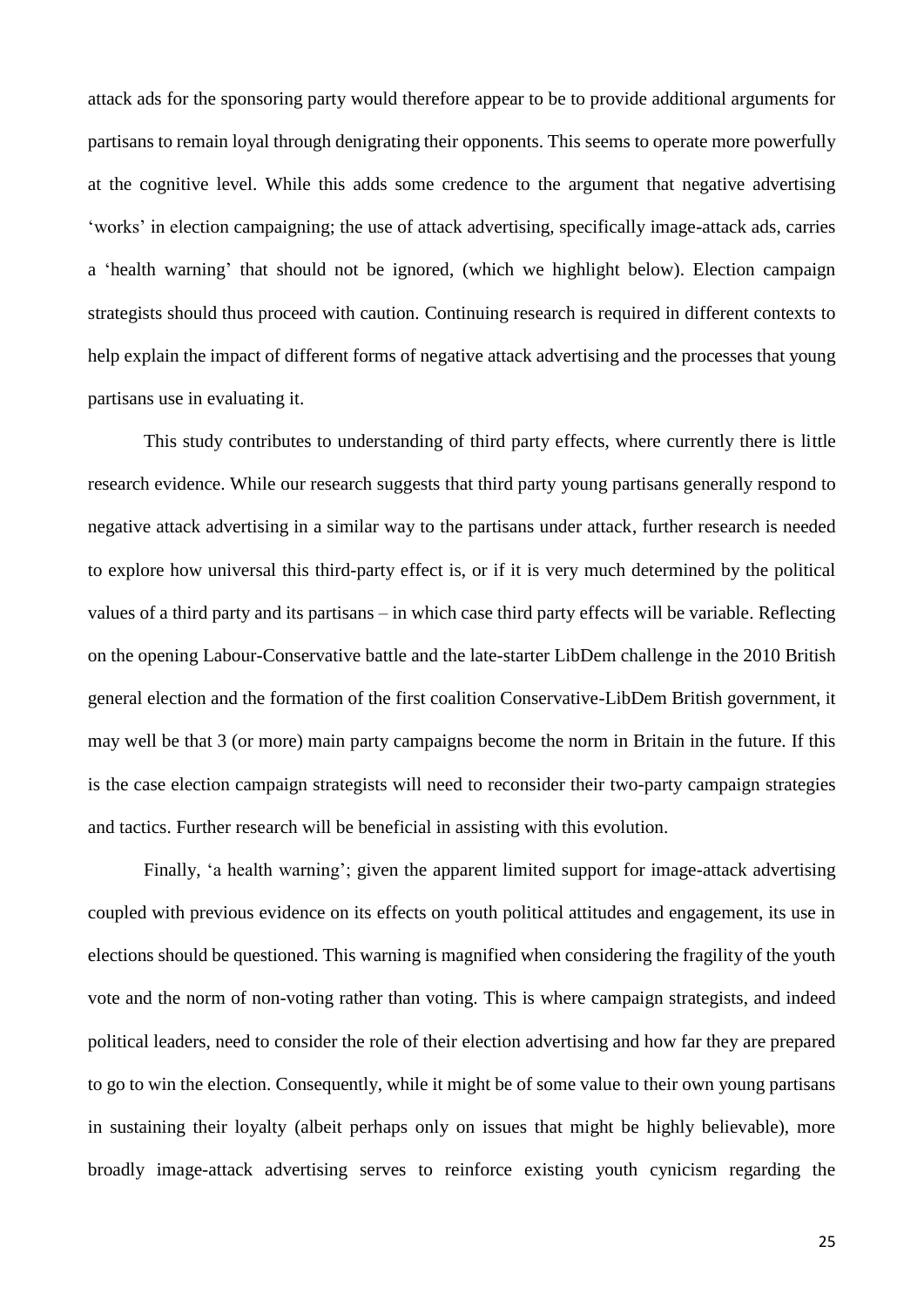attack ads for the sponsoring party would therefore appear to be to provide additional arguments for partisans to remain loyal through denigrating their opponents. This seems to operate more powerfully at the cognitive level. While this adds some credence to the argument that negative advertising 'works' in election campaigning; the use of attack advertising, specifically image-attack ads, carries a 'health warning' that should not be ignored, (which we highlight below). Election campaign strategists should thus proceed with caution. Continuing research is required in different contexts to help explain the impact of different forms of negative attack advertising and the processes that young partisans use in evaluating it.

This study contributes to understanding of third party effects, where currently there is little research evidence. While our research suggests that third party young partisans generally respond to negative attack advertising in a similar way to the partisans under attack, further research is needed to explore how universal this third-party effect is, or if it is very much determined by the political values of a third party and its partisans – in which case third party effects will be variable. Reflecting on the opening Labour-Conservative battle and the late-starter LibDem challenge in the 2010 British general election and the formation of the first coalition Conservative-LibDem British government, it may well be that 3 (or more) main party campaigns become the norm in Britain in the future. If this is the case election campaign strategists will need to reconsider their two-party campaign strategies and tactics. Further research will be beneficial in assisting with this evolution.

Finally, 'a health warning'; given the apparent limited support for image-attack advertising coupled with previous evidence on its effects on youth political attitudes and engagement, its use in elections should be questioned. This warning is magnified when considering the fragility of the youth vote and the norm of non-voting rather than voting. This is where campaign strategists, and indeed political leaders, need to consider the role of their election advertising and how far they are prepared to go to win the election. Consequently, while it might be of some value to their own young partisans in sustaining their loyalty (albeit perhaps only on issues that might be highly believable), more broadly image-attack advertising serves to reinforce existing youth cynicism regarding the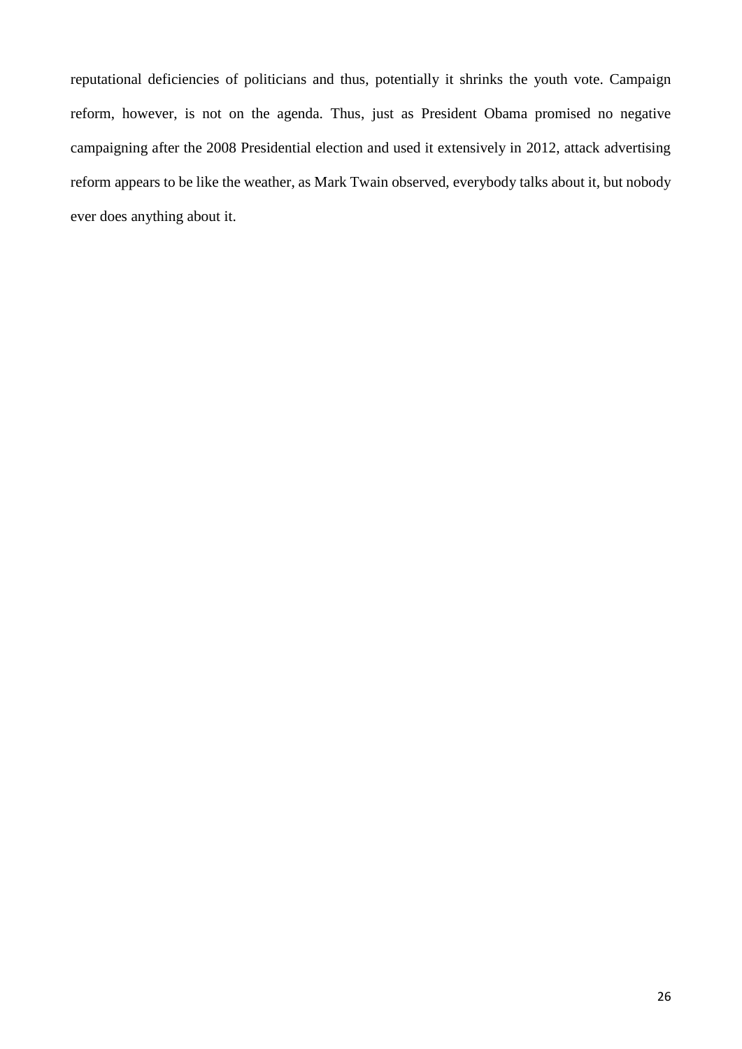reputational deficiencies of politicians and thus, potentially it shrinks the youth vote. Campaign reform, however, is not on the agenda. Thus, just as President Obama promised no negative campaigning after the 2008 Presidential election and used it extensively in 2012, attack advertising reform appears to be like the weather, as Mark Twain observed, everybody talks about it, but nobody ever does anything about it.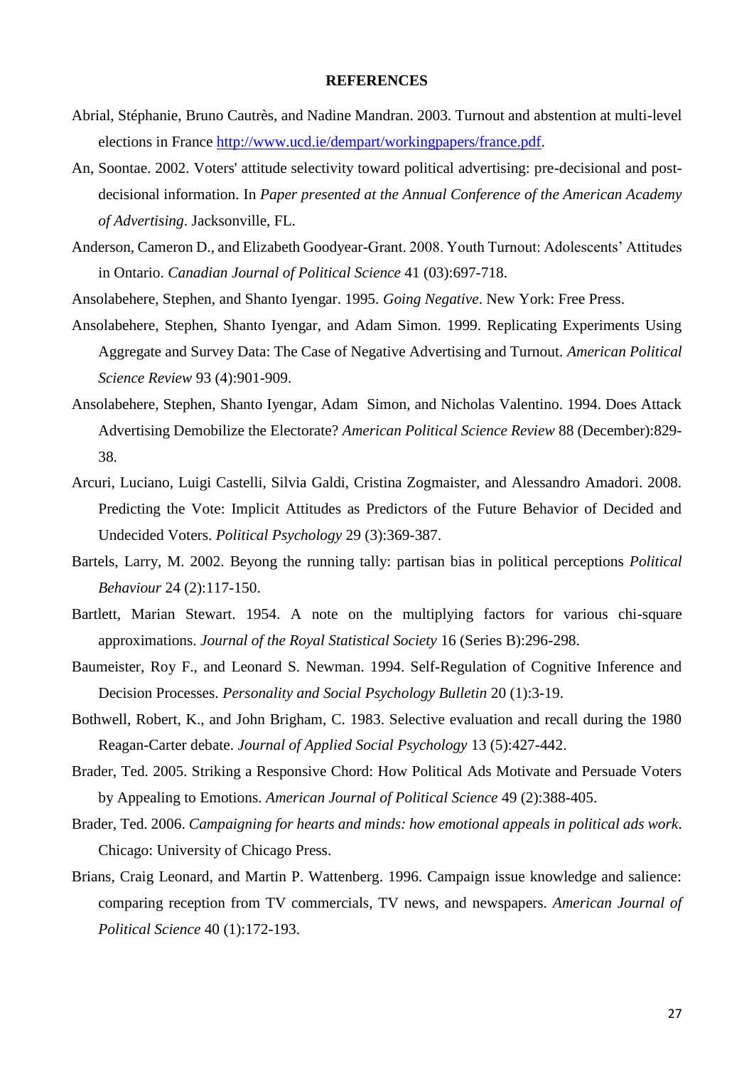# REFERENCES

Abrial, Stéphanie, Bruno Cautrès, and Nadine Mandran. 2003. Turnout and abstention at multi-level elections in France http://www.ucd.ie/dempart/workingpapers/france.pdf.

An, Soontae. 2002. Voters' attitude selectivity toward political advertising: pre-decisional and post-decisional information. In *Paper presented at the Annual Conference of the American Academy of Advertising*. Jacksonville, FL.

Anderson, Cameron D., and Elizabeth Goodyear-Grant. 2008. Youth Turnout: Adolescents' Attitudes in Ontario. *Canadian Journal of Political Science* 41 (03):697-718.

Ansolabehere, Stephen, and Shanto Iyengar. 1995. *Going Negative*. New York: Free Press.

Ansolabehere, Stephen, Shanto Iyengar, and Adam Simon. 1999. Replicating Experiments Using Aggregate and Survey Data: The Case of Negative Advertising and Turnout. *American Political Science Review* 93 (4):901-909.

Ansolabehere, Stephen, Shanto Iyengar, Adam Simon, and Nicholas Valentino. 1994. Does Attack Advertising Demobilize the Electorate? *American Political Science Review* 88 (December):829-38.

Arcuri, Luciano, Luigi Castelli, Silvia Galdi, Cristina Zogmaister, and Alessandro Amadori. 2008. Predicting the Vote: Implicit Attitudes as Predictors of the Future Behavior of Decided and Undecided Voters. *Political Psychology* 29 (3):369-387.

Bartels, Larry, M. 2002. Beyong the running tally: partisan bias in political perceptions *Political Behaviour* 24 (2):117-150.

Bartlett, Marian Stewart. 1954. A note on the multiplying factors for various chi-square approximations. *Journal of the Royal Statistical Society* 16 (Series B):296-298.

Baumeister, Roy F., and Leonard S. Newman. 1994. Self-Regulation of Cognitive Inference and Decision Processes. *Personality and Social Psychology Bulletin* 20 (1):3-19.

Bothwell, Robert, K., and John Brigham, C. 1983. Selective evaluation and recall during the 1980 Reagan-Carter debate. *Journal of Applied Social Psychology* 13 (5):427-442.

Brader, Ted. 2005. Striking a Responsive Chord: How Political Ads Motivate and Persuade Voters by Appealing to Emotions. *American Journal of Political Science* 49 (2):388-405.

Brader, Ted. 2006. *Campaigning for hearts and minds: how emotional appeals in political ads work*. Chicago: University of Chicago Press.

Brians, Craig Leonard, and Martin P. Wattenberg. 1996. Campaign issue knowledge and salience: comparing reception from TV commercials, TV news, and newspapers. *American Journal of Political Science* 40 (1):172-193.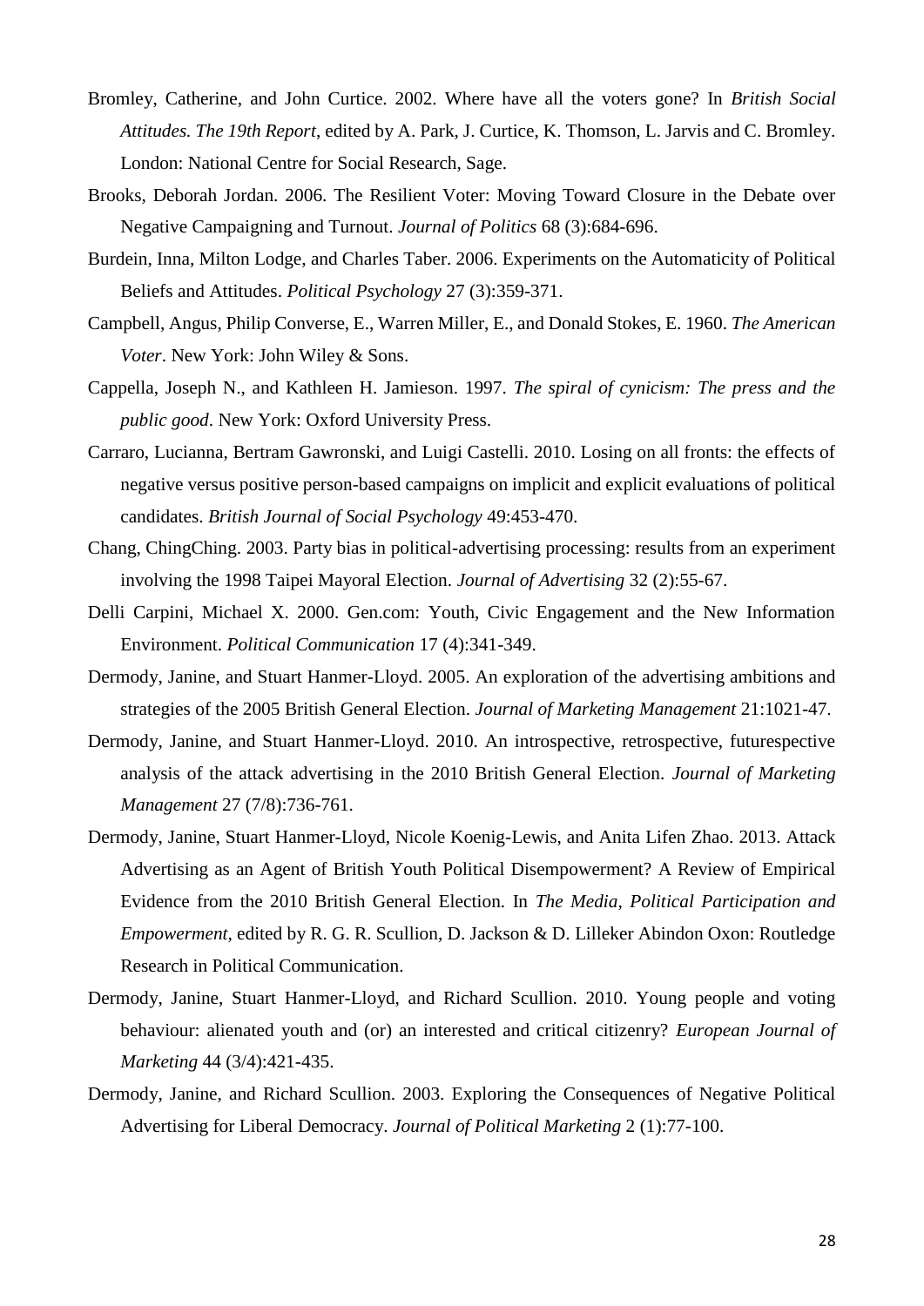Bromley, Catherine, and John Curtice. 2002. Where have all the voters gone? In *British Social Attitudes. The 19th Report*, edited by A. Park, J. Curtice, K. Thomson, L. Jarvis and C. Bromley. London: National Centre for Social Research, Sage.

Brooks, Deborah Jordan. 2006. The Resilient Voter: Moving Toward Closure in the Debate over Negative Campaigning and Turnout. *Journal of Politics* 68 (3):684-696.

Burdein, Inna, Milton Lodge, and Charles Taber. 2006. Experiments on the Automaticity of Political Beliefs and Attitudes. *Political Psychology* 27 (3):359-371.

Campbell, Angus, Philip Converse, E., Warren Miller, E., and Donald Stokes, E. 1960. *The American Voter*. New York: John Wiley & Sons.

Cappella, Joseph N., and Kathleen H. Jamieson. 1997. *The spiral of cynicism: The press and the public good*. New York: Oxford University Press.

Carraro, Lucianna, Bertram Gawronski, and Luigi Castelli. 2010. Losing on all fronts: the effects of negative versus positive person-based campaigns on implicit and explicit evaluations of political candidates. *British Journal of Social Psychology* 49:453-470.

Chang, ChingChing. 2003. Party bias in political-advertising processing: results from an experiment involving the 1998 Taipei Mayoral Election. *Journal of Advertising* 32 (2):55-67.

Delli Carpini, Michael X. 2000. Gen.com: Youth, Civic Engagement and the New Information Environment. *Political Communication* 17 (4):341-349.

Dermody, Janine, and Stuart Hanmer-Lloyd. 2005. An exploration of the advertising ambitions and strategies of the 2005 British General Election. *Journal of Marketing Management* 21:1021-47.

Dermody, Janine, and Stuart Hanmer-Lloyd. 2010. An introspective, retrospective, futurespective analysis of the attack advertising in the 2010 British General Election. *Journal of Marketing Management* 27 (7/8):736-761.

Dermody, Janine, Stuart Hanmer-Lloyd, Nicole Koenig-Lewis, and Anita Lifen Zhao. 2013. Attack Advertising as an Agent of British Youth Political Disempowerment? A Review of Empirical Evidence from the 2010 British General Election. In *The Media, Political Participation and Empowerment*, edited by R. G. R. Scullion, D. Jackson & D. Lilleker Abindon Oxon: Routledge Research in Political Communication.

Dermody, Janine, Stuart Hanmer-Lloyd, and Richard Scullion. 2010. Young people and voting behaviour: alienated youth and (or) an interested and critical citizenry? *European Journal of Marketing* 44 (3/4):421-435.

Dermody, Janine, and Richard Scullion. 2003. Exploring the Consequences of Negative Political Advertising for Liberal Democracy. *Journal of Political Marketing* 2 (1):77-100.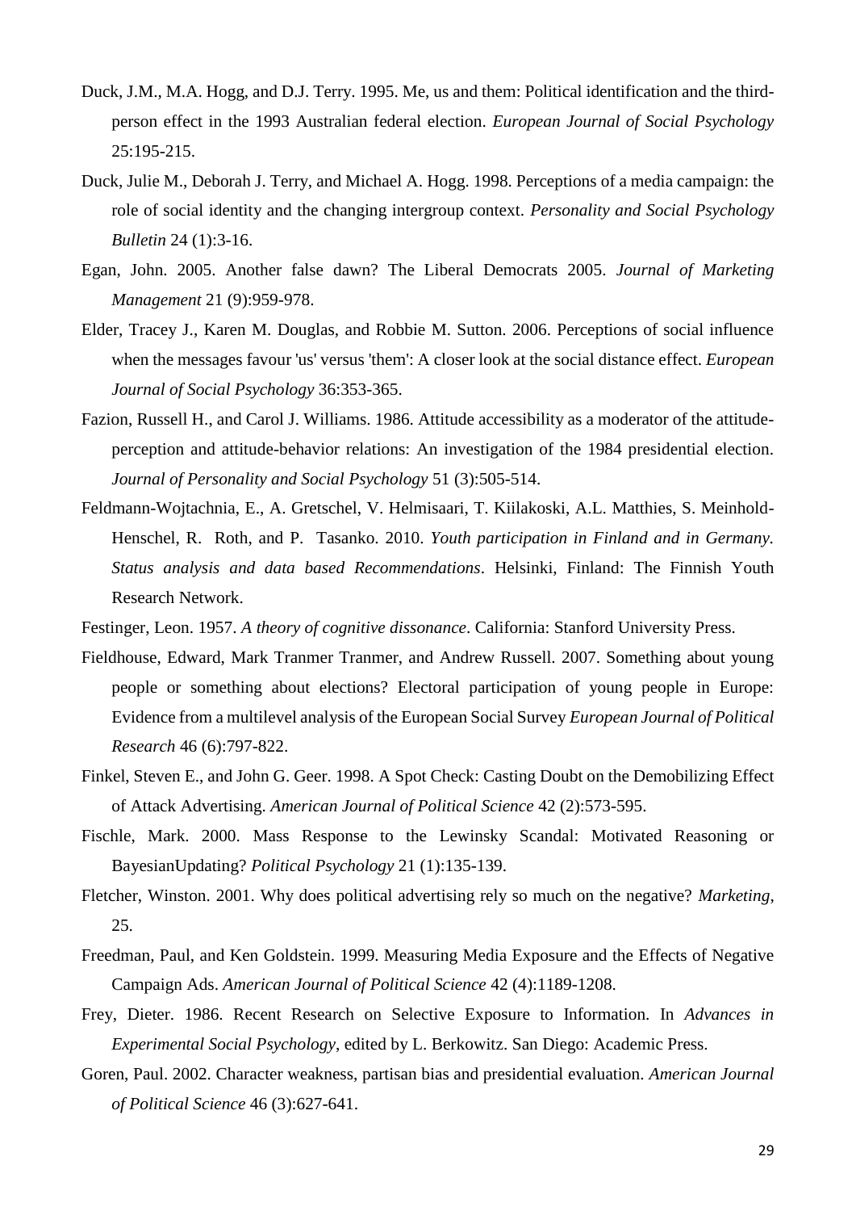Duck, J.M., M.A. Hogg, and D.J. Terry. 1995. Me, us and them: Political identification and the third-person effect in the 1993 Australian federal election. *European Journal of Social Psychology* 25:195-215.

Duck, Julie M., Deborah J. Terry, and Michael A. Hogg. 1998. Perceptions of a media campaign: the role of social identity and the changing intergroup context. *Personality and Social Psychology Bulletin* 24 (1):3-16.

Egan, John. 2005. Another false dawn? The Liberal Democrats 2005. *Journal of Marketing Management* 21 (9):959-978.

Elder, Tracey J., Karen M. Douglas, and Robbie M. Sutton. 2006. Perceptions of social influence when the messages favour 'us' versus 'them': A closer look at the social distance effect. *European Journal of Social Psychology* 36:353-365.

Fazion, Russell H., and Carol J. Williams. 1986. Attitude accessibility as a moderator of the attitude-perception and attitude-behavior relations: An investigation of the 1984 presidential election. *Journal of Personality and Social Psychology* 51 (3):505-514.

Feldmann-Wojtachnia, E., A. Gretschel, V. Helmisaari, T. Kiilakoski, A.L. Matthies, S. Meinhold-Henschel, R. Roth, and P. Tasanko. 2010. *Youth participation in Finland and in Germany. Status analysis and data based Recommendations*. Helsinki, Finland: The Finnish Youth Research Network.

Festinger, Leon. 1957. *A theory of cognitive dissonance*. California: Stanford University Press.

Fieldhouse, Edward, Mark Tranmer Tranmer, and Andrew Russell. 2007. Something about young people or something about elections? Electoral participation of young people in Europe: Evidence from a multilevel analysis of the European Social Survey *European Journal of Political Research* 46 (6):797-822.

Finkel, Steven E., and John G. Geer. 1998. A Spot Check: Casting Doubt on the Demobilizing Effect of Attack Advertising. *American Journal of Political Science* 42 (2):573-595.

Fischle, Mark. 2000. Mass Response to the Lewinsky Scandal: Motivated Reasoning or BayesianUpdating? *Political Psychology* 21 (1):135-139.

Fletcher, Winston. 2001. Why does political advertising rely so much on the negative? *Marketing*, 25.

Freedman, Paul, and Ken Goldstein. 1999. Measuring Media Exposure and the Effects of Negative Campaign Ads. *American Journal of Political Science* 42 (4):1189-1208.

Frey, Dieter. 1986. Recent Research on Selective Exposure to Information. In *Advances in Experimental Social Psychology*, edited by L. Berkowitz. San Diego: Academic Press.

Goren, Paul. 2002. Character weakness, partisan bias and presidential evaluation. *American Journal of Political Science* 46 (3):627-641.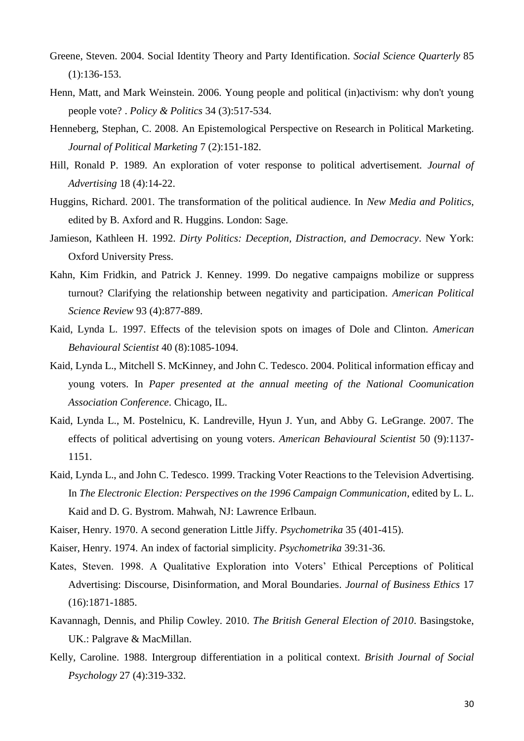Greene, Steven. 2004. Social Identity Theory and Party Identification. *Social Science Quarterly* 85 (1):136-153.

Henn, Matt, and Mark Weinstein. 2006. Young people and political (in)activism: why don't young people vote? . *Policy & Politics* 34 (3):517-534.

Henneberg, Stephan, C. 2008. An Epistemological Perspective on Research in Political Marketing. *Journal of Political Marketing* 7 (2):151-182.

Hill, Ronald P. 1989. An exploration of voter response to political advertisement. *Journal of Advertising* 18 (4):14-22.

Huggins, Richard. 2001. The transformation of the political audience. In *New Media and Politics*, edited by B. Axford and R. Huggins. London: Sage.

Jamieson, Kathleen H. 1992. *Dirty Politics: Deception, Distraction, and Democracy*. New York: Oxford University Press.

Kahn, Kim Fridkin, and Patrick J. Kenney. 1999. Do negative campaigns mobilize or suppress turnout? Clarifying the relationship between negativity and participation. *American Political Science Review* 93 (4):877-889.

Kaid, Lynda L. 1997. Effects of the television spots on images of Dole and Clinton. *American Behavioural Scientist* 40 (8):1085-1094.

Kaid, Lynda L., Mitchell S. McKinney, and John C. Tedesco. 2004. Political information efficay and young voters. In *Paper presented at the annual meeting of the National Coomunication Association Conference*. Chicago, IL.

Kaid, Lynda L., M. Postelnicu, K. Landreville, Hyun J. Yun, and Abby G. LeGrange. 2007. The effects of political advertising on young voters. *American Behavioural Scientist* 50 (9):1137-1151.

Kaid, Lynda L., and John C. Tedesco. 1999. Tracking Voter Reactions to the Television Advertising. In *The Electronic Election: Perspectives on the 1996 Campaign Communication*, edited by L. L. Kaid and D. G. Bystrom. Mahwah, NJ: Lawrence Erlbaun.

Kaiser, Henry. 1970. A second generation Little Jiffy. *Psychometrika* 35 (401-415).

Kaiser, Henry. 1974. An index of factorial simplicity. *Psychometrika* 39:31-36.

Kates, Steven. 1998. A Qualitative Exploration into Voters' Ethical Perceptions of Political Advertising: Discourse, Disinformation, and Moral Boundaries. *Journal of Business Ethics* 17 (16):1871-1885.

Kavannagh, Dennis, and Philip Cowley. 2010. *The British General Election of 2010*. Basingstoke, UK.: Palgrave & MacMillan.

Kelly, Caroline. 1988. Intergroup differentiation in a political context. *Brisith Journal of Social Psychology* 27 (4):319-332.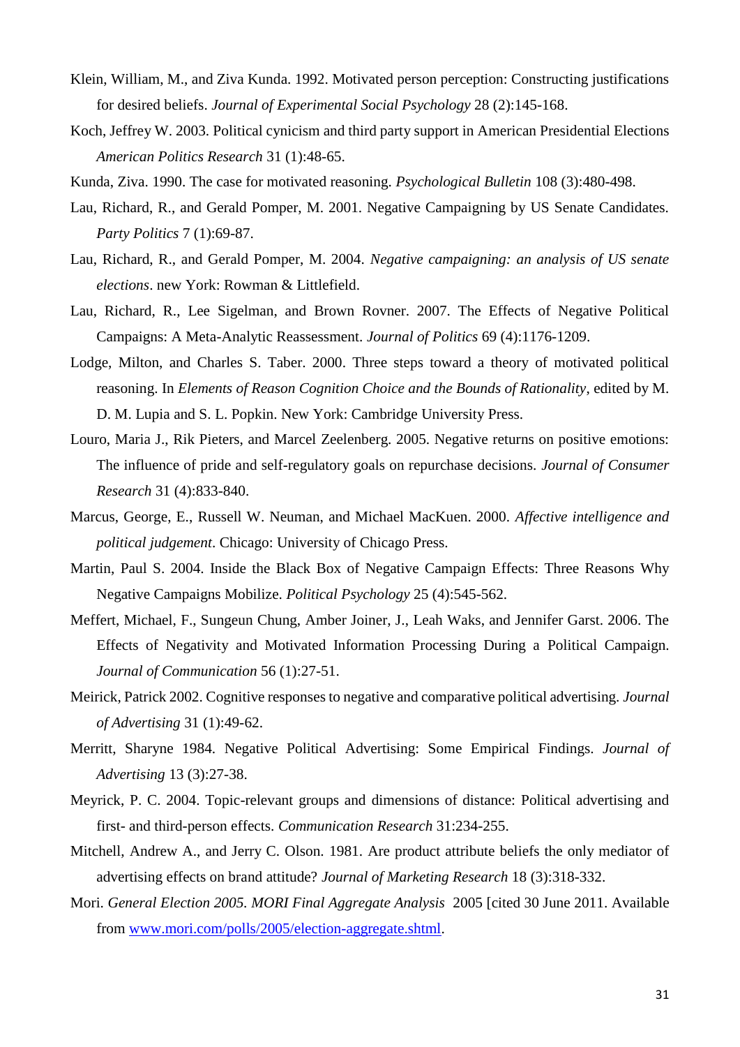Klein, William, M., and Ziva Kunda. 1992. Motivated person perception: Constructing justifications for desired beliefs. *Journal of Experimental Social Psychology* 28 (2):145-168.

Koch, Jeffrey W. 2003. Political cynicism and third party support in American Presidential Elections *American Politics Research* 31 (1):48-65.

Kunda, Ziva. 1990. The case for motivated reasoning. *Psychological Bulletin* 108 (3):480-498.

Lau, Richard, R., and Gerald Pomper, M. 2001. Negative Campaigning by US Senate Candidates. *Party Politics* 7 (1):69-87.

Lau, Richard, R., and Gerald Pomper, M. 2004. *Negative campaigning: an analysis of US senate elections*. new York: Rowman & Littlefield.

Lau, Richard, R., Lee Sigelman, and Brown Rovner. 2007. The Effects of Negative Political Campaigns: A Meta-Analytic Reassessment. *Journal of Politics* 69 (4):1176-1209.

Lodge, Milton, and Charles S. Taber. 2000. Three steps toward a theory of motivated political reasoning. In *Elements of Reason Cognition Choice and the Bounds of Rationality*, edited by M. D. M. Lupia and S. L. Popkin. New York: Cambridge University Press.

Louro, Maria J., Rik Pieters, and Marcel Zeelenberg. 2005. Negative returns on positive emotions: The influence of pride and self-regulatory goals on repurchase decisions. *Journal of Consumer Research* 31 (4):833-840.

Marcus, George, E., Russell W. Neuman, and Michael MacKuen. 2000. *Affective intelligence and political judgement*. Chicago: University of Chicago Press.

Martin, Paul S. 2004. Inside the Black Box of Negative Campaign Effects: Three Reasons Why Negative Campaigns Mobilize. *Political Psychology* 25 (4):545-562.

Meffert, Michael, F., Sungeun Chung, Amber Joiner, J., Leah Waks, and Jennifer Garst. 2006. The Effects of Negativity and Motivated Information Processing During a Political Campaign. *Journal of Communication* 56 (1):27-51.

Meirick, Patrick 2002. Cognitive responses to negative and comparative political advertising. *Journal of Advertising* 31 (1):49-62.

Merritt, Sharyne 1984. Negative Political Advertising: Some Empirical Findings. *Journal of Advertising* 13 (3):27-38.

Meyrick, P. C. 2004. Topic-relevant groups and dimensions of distance: Political advertising and first- and third-person effects. *Communication Research* 31:234-255.

Mitchell, Andrew A., and Jerry C. Olson. 1981. Are product attribute beliefs the only mediator of advertising effects on brand attitude? *Journal of Marketing Research* 18 (3):318-332.

Mori. *General Election 2005. MORI Final Aggregate Analysis* 2005 [cited 30 June 2011. Available from www.mori.com/polls/2005/election-aggregate.shtml.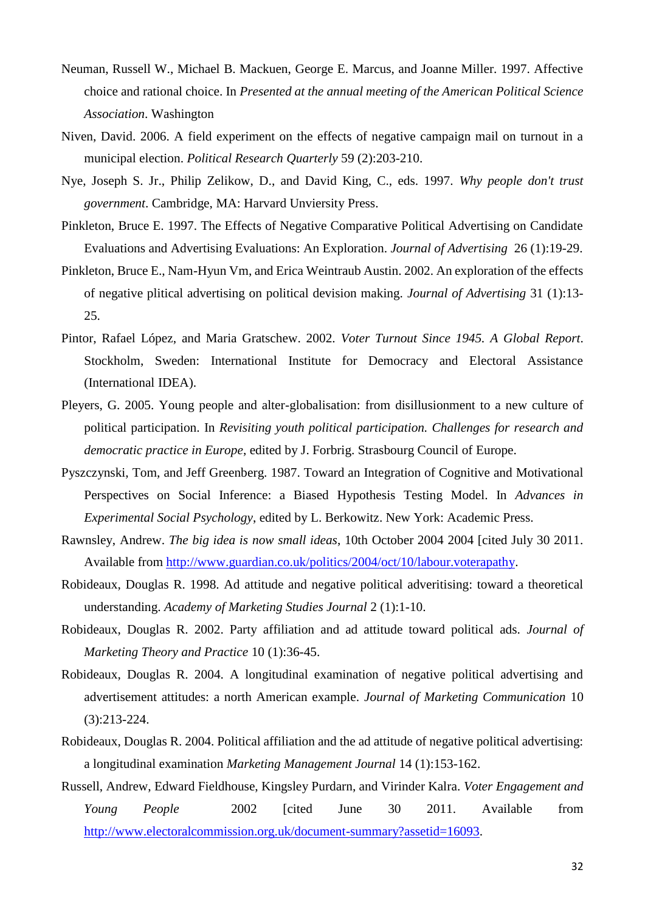Neuman, Russell W., Michael B. Mackuen, George E. Marcus, and Joanne Miller. 1997. Affective choice and rational choice. In *Presented at the annual meeting of the American Political Science Association*. Washington

Niven, David. 2006. A field experiment on the effects of negative campaign mail on turnout in a municipal election. *Political Research Quarterly* 59 (2):203-210.

Nye, Joseph S. Jr., Philip Zelikow, D., and David King, C., eds. 1997. *Why people don't trust government*. Cambridge, MA: Harvard Unviersity Press.

Pinkleton, Bruce E. 1997. The Effects of Negative Comparative Political Advertising on Candidate Evaluations and Advertising Evaluations: An Exploration. *Journal of Advertising* 26 (1):19-29.

Pinkleton, Bruce E., Nam-Hyun Vm, and Erica Weintraub Austin. 2002. An exploration of the effects of negative plitical advertising on political devision making. *Journal of Advertising* 31 (1):13-25.

Pintor, Rafael López, and Maria Gratschew. 2002. *Voter Turnout Since 1945. A Global Report*. Stockholm, Sweden: International Institute for Democracy and Electoral Assistance (International IDEA).

Pleyers, G. 2005. Young people and alter-globalisation: from disillusionment to a new culture of political participation. In *Revisiting youth political participation. Challenges for research and democratic practice in Europe*, edited by J. Forbrig. Strasbourg Council of Europe.

Pyszczynski, Tom, and Jeff Greenberg. 1987. Toward an Integration of Cognitive and Motivational Perspectives on Social Inference: a Biased Hypothesis Testing Model. In *Advances in Experimental Social Psychology*, edited by L. Berkowitz. New York: Academic Press.

Rawnsley, Andrew. *The big idea is now small ideas*, 10th October 2004 2004 [cited July 30 2011. Available from http://www.guardian.co.uk/politics/2004/oct/10/labour.voterapathy.

Robideaux, Douglas R. 1998. Ad attitude and negative political adveritising: toward a theoretical understanding. *Academy of Marketing Studies Journal* 2 (1):1-10.

Robideaux, Douglas R. 2002. Party affiliation and ad attitude toward political ads. *Journal of Marketing Theory and Practice* 10 (1):36-45.

Robideaux, Douglas R. 2004. A longitudinal examination of negative political advertising and advertisement attitudes: a north American example. *Journal of Marketing Communication* 10 (3):213-224.

Robideaux, Douglas R. 2004. Political affiliation and the ad attitude of negative political advertising: a longitudinal examination *Marketing Management Journal* 14 (1):153-162.

Russell, Andrew, Edward Fieldhouse, Kingsley Purdarn, and Virinder Kalra. *Voter Engagement and Young People* 2002 [cited June 30 2011. Available from http://www.electoralcommission.org.uk/document-summary?assetid=16093.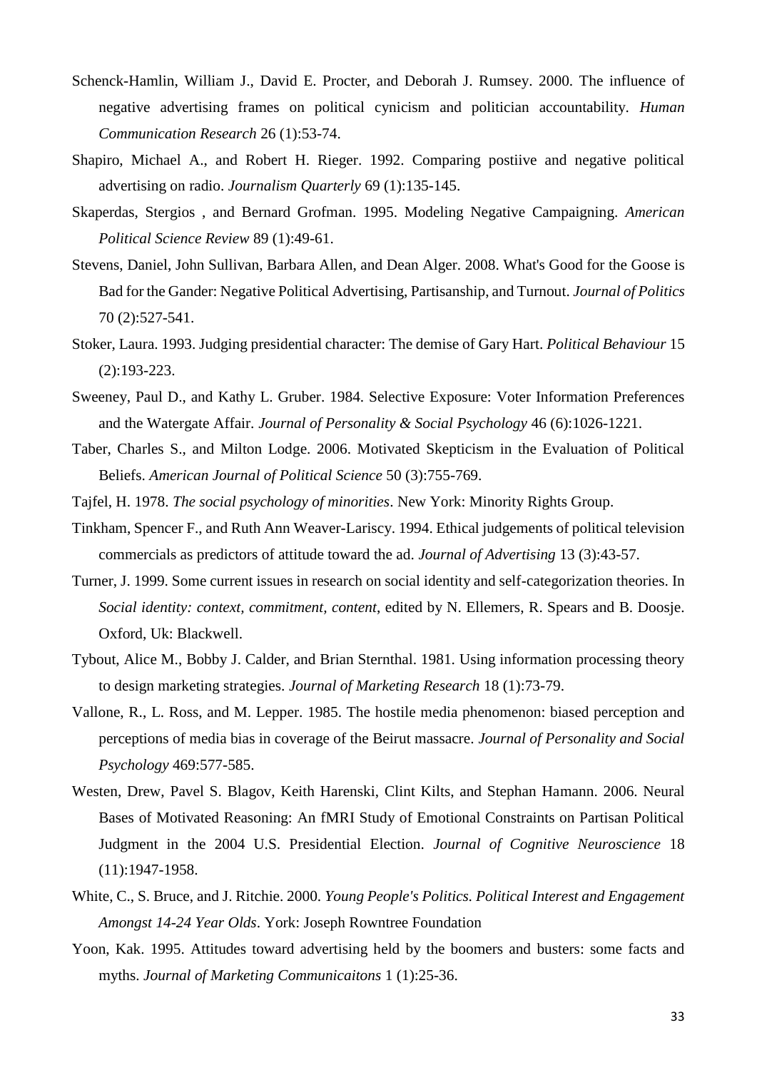Schenck-Hamlin, William J., David E. Procter, and Deborah J. Rumsey. 2000. The influence of negative advertising frames on political cynicism and politician accountability. *Human Communication Research* 26 (1):53-74.

Shapiro, Michael A., and Robert H. Rieger. 1992. Comparing postiive and negative political advertising on radio. *Journalism Quarterly* 69 (1):135-145.

Skaperdas, Stergios , and Bernard Grofman. 1995. Modeling Negative Campaigning. *American Political Science Review* 89 (1):49-61.

Stevens, Daniel, John Sullivan, Barbara Allen, and Dean Alger. 2008. What's Good for the Goose is Bad for the Gander: Negative Political Advertising, Partisanship, and Turnout. *Journal of Politics* 70 (2):527-541.

Stoker, Laura. 1993. Judging presidential character: The demise of Gary Hart. *Political Behaviour* 15 (2):193-223.

Sweeney, Paul D., and Kathy L. Gruber. 1984. Selective Exposure: Voter Information Preferences and the Watergate Affair. *Journal of Personality & Social Psychology* 46 (6):1026-1221.

Taber, Charles S., and Milton Lodge. 2006. Motivated Skepticism in the Evaluation of Political Beliefs. *American Journal of Political Science* 50 (3):755-769.

Tajfel, H. 1978. *The social psychology of minorities*. New York: Minority Rights Group.

Tinkham, Spencer F., and Ruth Ann Weaver-Lariscy. 1994. Ethical judgements of political television commercials as predictors of attitude toward the ad. *Journal of Advertising* 13 (3):43-57.

Turner, J. 1999. Some current issues in research on social identity and self-categorization theories. In *Social identity: context, commitment, content*, edited by N. Ellemers, R. Spears and B. Doosje. Oxford, Uk: Blackwell.

Tybout, Alice M., Bobby J. Calder, and Brian Sternthal. 1981. Using information processing theory to design marketing strategies. *Journal of Marketing Research* 18 (1):73-79.

Vallone, R., L. Ross, and M. Lepper. 1985. The hostile media phenomenon: biased perception and perceptions of media bias in coverage of the Beirut massacre. *Journal of Personality and Social Psychology* 469:577-585.

Westen, Drew, Pavel S. Blagov, Keith Harenski, Clint Kilts, and Stephan Hamann. 2006. Neural Bases of Motivated Reasoning: An fMRI Study of Emotional Constraints on Partisan Political Judgment in the 2004 U.S. Presidential Election. *Journal of Cognitive Neuroscience* 18 (11):1947-1958.

White, C., S. Bruce, and J. Ritchie. 2000. *Young People's Politics. Political Interest and Engagement Amongst 14-24 Year Olds*. York: Joseph Rowntree Foundation

Yoon, Kak. 1995. Attitudes toward advertising held by the boomers and busters: some facts and myths. *Journal of Marketing Communicaitons* 1 (1):25-36.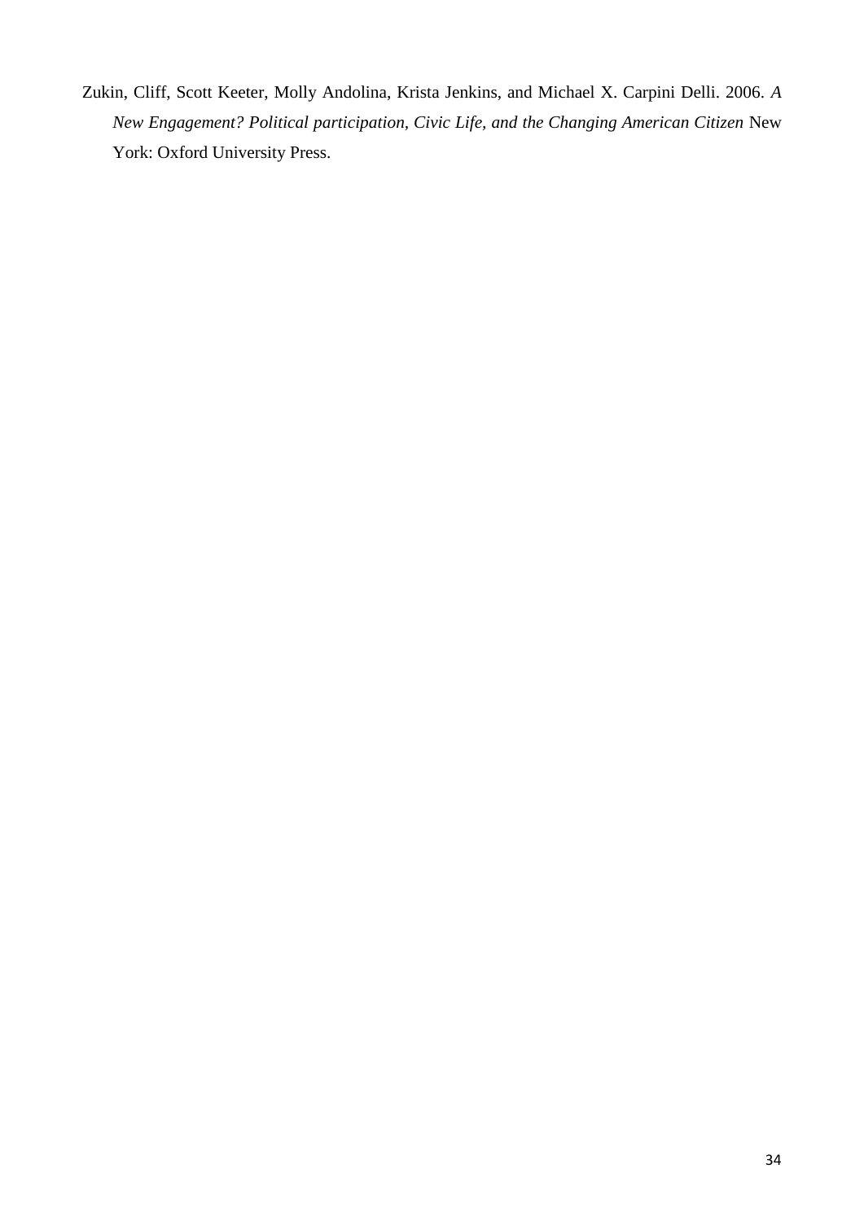Zukin, Cliff, Scott Keeter, Molly Andolina, Krista Jenkins, and Michael X. Carpini Delli. 2006. *A New Engagement? Political participation, Civic Life, and the Changing American Citizen* New York: Oxford University Press.